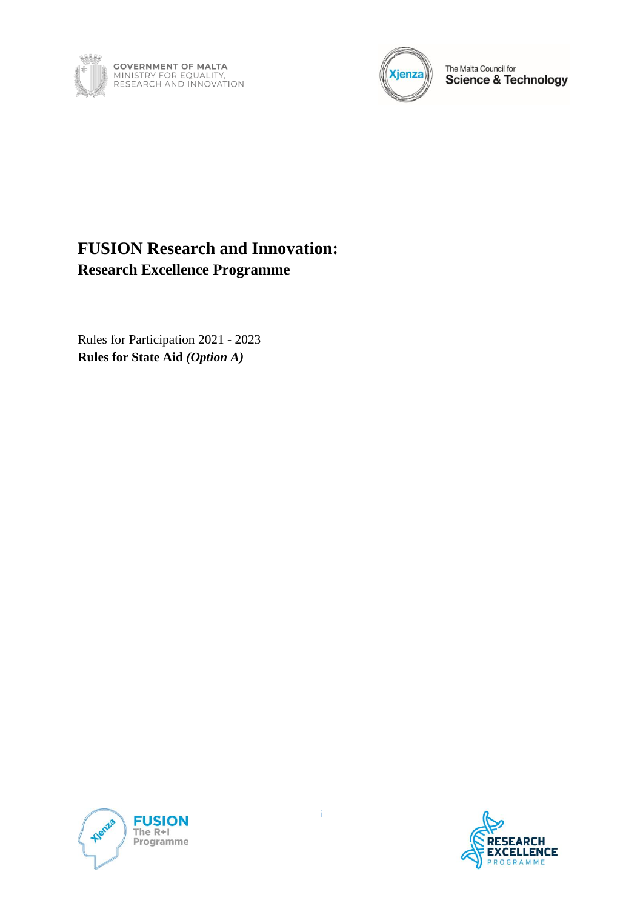# FUSION Research and Innovation:

## Research Excellence Programme

Rules for Participation 2021 - 2023

**Rules for State Aid *(Option A)***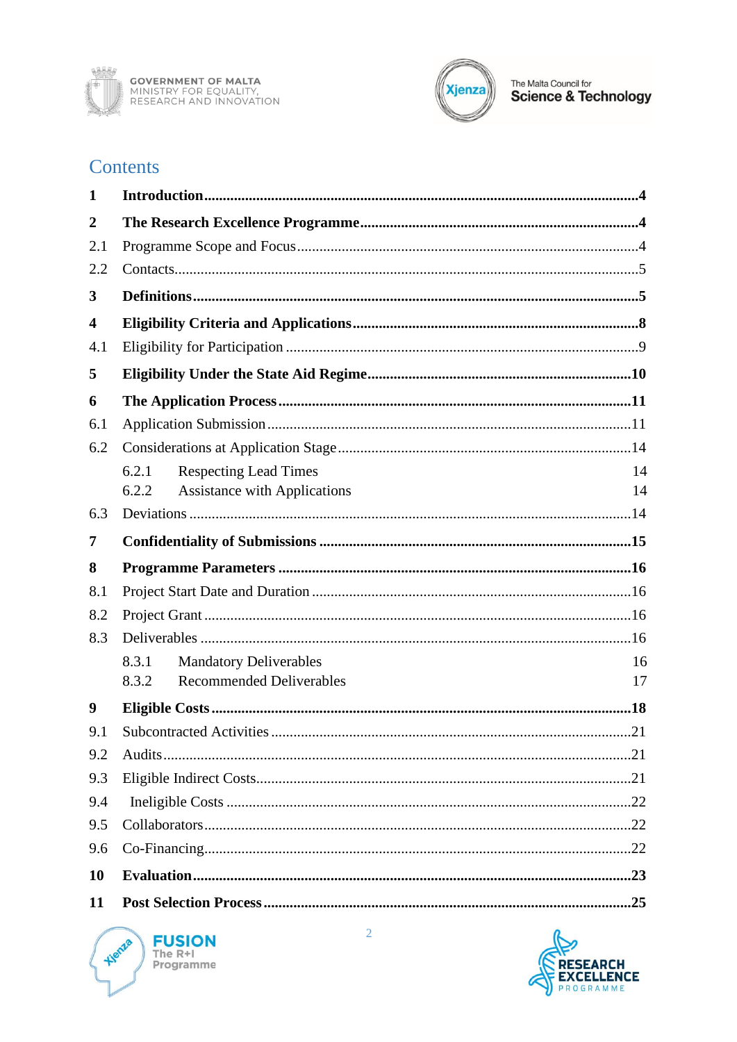# Contents

| | | |
|---|---|---|
| **1** | **Introduction** | **4** |
| **2** | **The Research Excellence Programme** | **4** |
| 2.1 | Programme Scope and Focus | 4 |
| 2.2 | Contacts | 5 |
| **3** | **Definitions** | **5** |
| **4** | **Eligibility Criteria and Applications** | **8** |
| 4.1 | Eligibility for Participation | 9 |
| **5** | **Eligibility Under the State Aid Regime** | **10** |
| **6** | **The Application Process** | **11** |
| 6.1 | Application Submission | 11 |
| 6.2 | Considerations at Application Stage | 14 |
| 6.2.1 | Respecting Lead Times | 14 |
| 6.2.2 | Assistance with Applications | 14 |
| 6.3 | Deviations | 14 |
| **7** | **Confidentiality of Submissions** | **15** |
| **8** | **Programme Parameters** | **16** |
| 8.1 | Project Start Date and Duration | 16 |
| 8.2 | Project Grant | 16 |
| 8.3 | Deliverables | 16 |
| 8.3.1 | Mandatory Deliverables | 16 |
| 8.3.2 | Recommended Deliverables | 17 |
| **9** | **Eligible Costs** | **18** |
| 9.1 | Subcontracted Activities | 21 |
| 9.2 | Audits | 21 |
| 9.3 | Eligible Indirect Costs | 21 |
| 9.4 | Ineligible Costs | 22 |
| 9.5 | Collaborators | 22 |
| 9.6 | Co-Financing | 22 |
| **10** | **Evaluation** | **23** |
| **11** | **Post Selection Process** | **25** |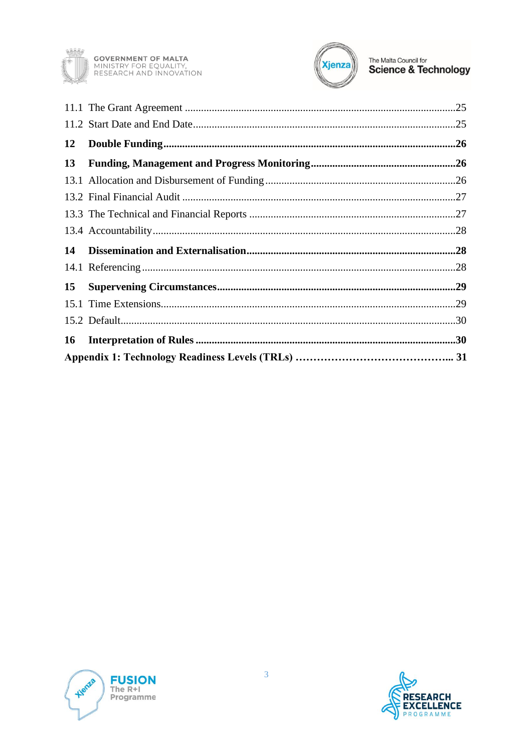11.1 The Grant Agreement ..........25
11.2 Start Date and End Date..........25

**12 Double Funding..........26**

**13 Funding, Management and Progress Monitoring..........26**

13.1 Allocation and Disbursement of Funding..........26
13.2 Final Financial Audit..........27
13.3 The Technical and Financial Reports..........27
13.4 Accountability..........28

**14 Dissemination and Externalisation..........28**

14.1 Referencing..........28

**15 Supervening Circumstances..........29**

15.1 Time Extensions..........29
15.2 Default..........30

**16 Interpretation of Rules..........30**

**Appendix 1: Technology Readiness Levels (TRLs) ……………………………………... 31**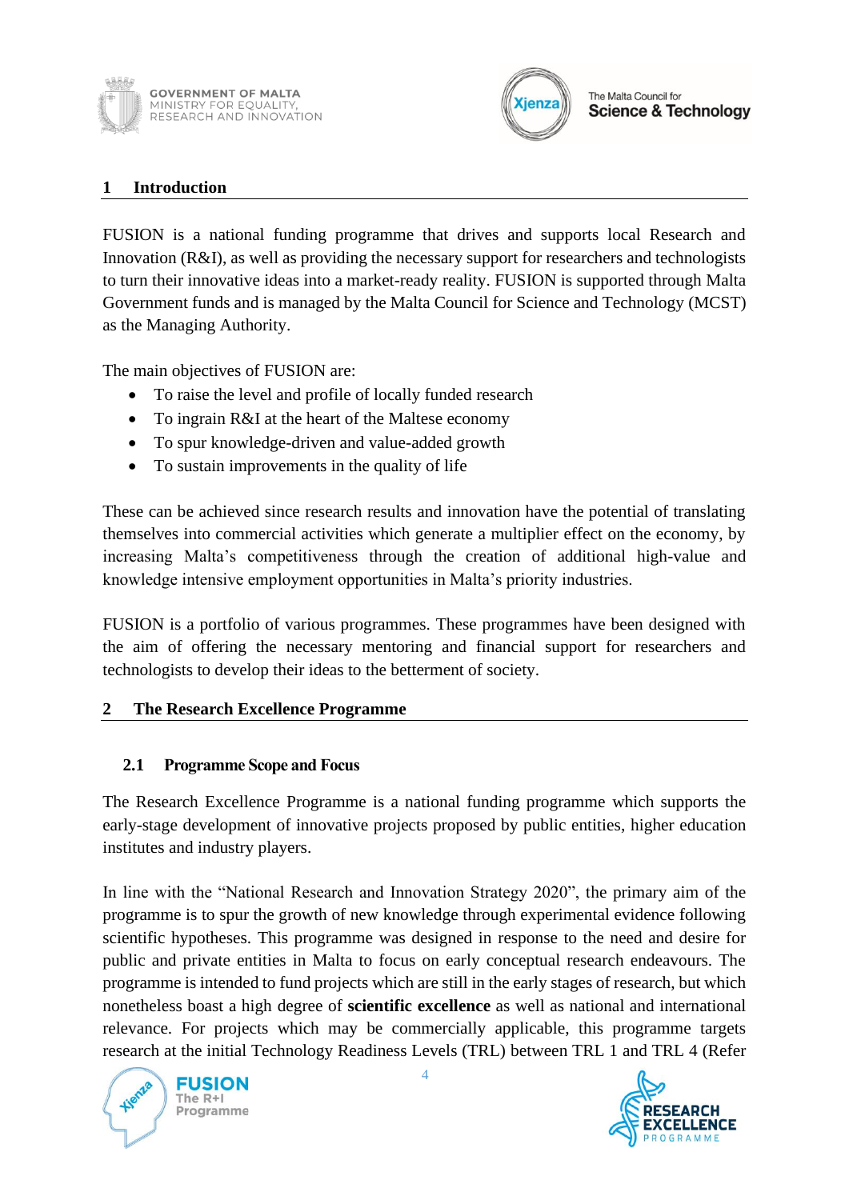# 1 Introduction

FUSION is a national funding programme that drives and supports local Research and Innovation (R&I), as well as providing the necessary support for researchers and technologists to turn their innovative ideas into a market-ready reality. FUSION is supported through Malta Government funds and is managed by the Malta Council for Science and Technology (MCST) as the Managing Authority.

The main objectives of FUSION are:

- To raise the level and profile of locally funded research
- To ingrain R&I at the heart of the Maltese economy
- To spur knowledge-driven and value-added growth
- To sustain improvements in the quality of life

These can be achieved since research results and innovation have the potential of translating themselves into commercial activities which generate a multiplier effect on the economy, by increasing Malta's competitiveness through the creation of additional high-value and knowledge intensive employment opportunities in Malta's priority industries.

FUSION is a portfolio of various programmes. These programmes have been designed with the aim of offering the necessary mentoring and financial support for researchers and technologists to develop their ideas to the betterment of society.

# 2 The Research Excellence Programme

## 2.1 Programme Scope and Focus

The Research Excellence Programme is a national funding programme which supports the early-stage development of innovative projects proposed by public entities, higher education institutes and industry players.

In line with the "National Research and Innovation Strategy 2020", the primary aim of the programme is to spur the growth of new knowledge through experimental evidence following scientific hypotheses. This programme was designed in response to the need and desire for public and private entities in Malta to focus on early conceptual research endeavours. The programme is intended to fund projects which are still in the early stages of research, but which nonetheless boast a high degree of **scientific excellence** as well as national and international relevance. For projects which may be commercially applicable, this programme targets research at the initial Technology Readiness Levels (TRL) between TRL 1 and TRL 4 (Refer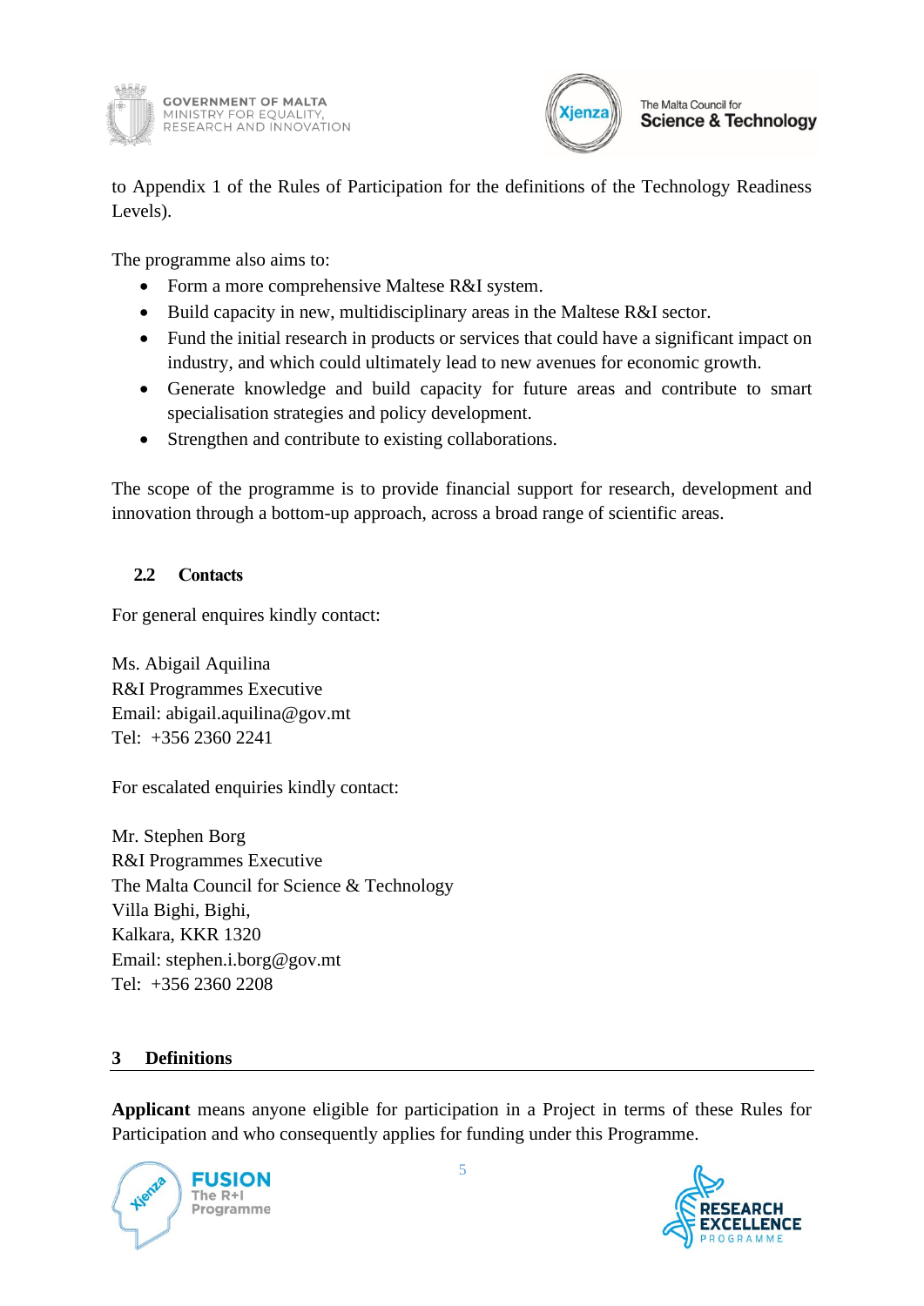to Appendix 1 of the Rules of Participation for the definitions of the Technology Readiness Levels).

The programme also aims to:

- Form a more comprehensive Maltese R&I system.
- Build capacity in new, multidisciplinary areas in the Maltese R&I sector.
- Fund the initial research in products or services that could have a significant impact on industry, and which could ultimately lead to new avenues for economic growth.
- Generate knowledge and build capacity for future areas and contribute to smart specialisation strategies and policy development.
- Strengthen and contribute to existing collaborations.

The scope of the programme is to provide financial support for research, development and innovation through a bottom-up approach, across a broad range of scientific areas.

### 2.2 Contacts

For general enquires kindly contact:

Ms. Abigail Aquilina
R&I Programmes Executive
Email: abigail.aquilina@gov.mt
Tel: +356 2360 2241

For escalated enquiries kindly contact:

Mr. Stephen Borg
R&I Programmes Executive
The Malta Council for Science & Technology
Villa Bighi, Bighi,
Kalkara, KKR 1320
Email: stephen.i.borg@gov.mt
Tel: +356 2360 2208

## 3 Definitions

**Applicant** means anyone eligible for participation in a Project in terms of these Rules for Participation and who consequently applies for funding under this Programme.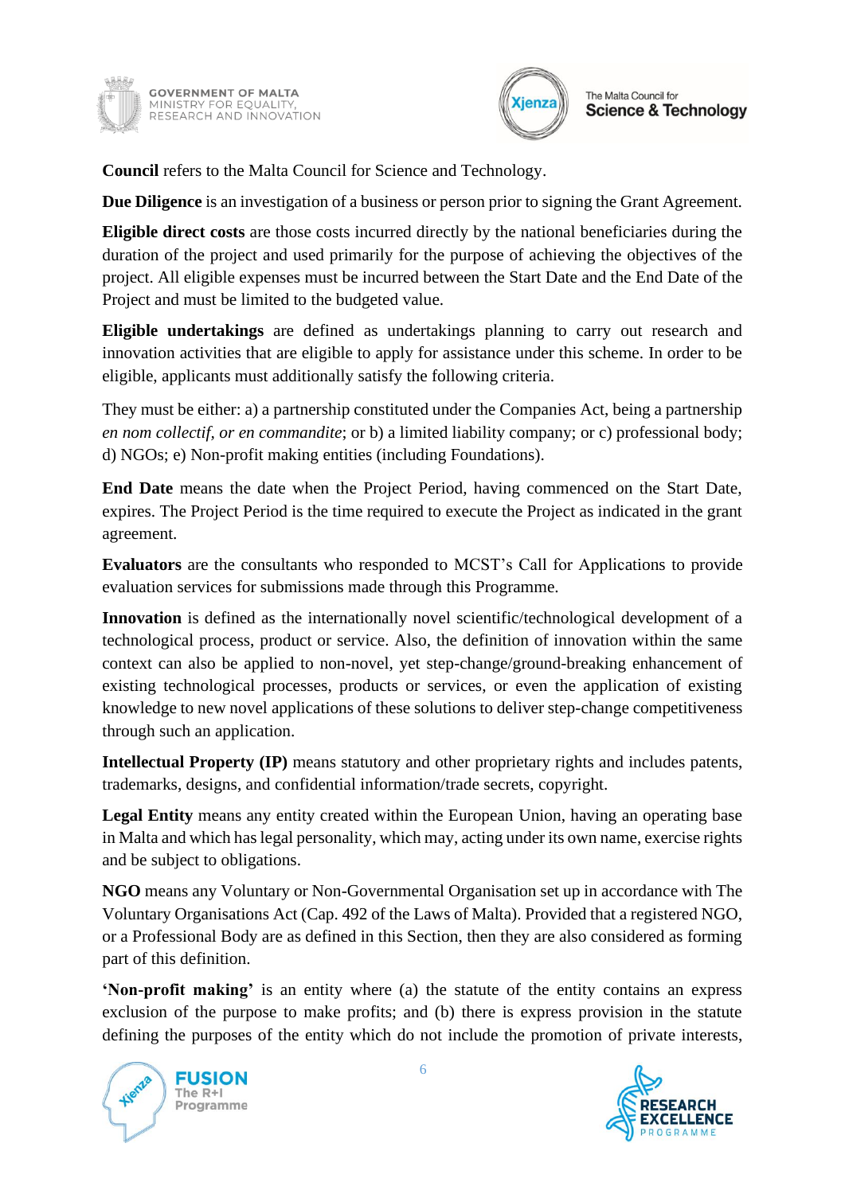**Council** refers to the Malta Council for Science and Technology.

**Due Diligence** is an investigation of a business or person prior to signing the Grant Agreement.

**Eligible direct costs** are those costs incurred directly by the national beneficiaries during the duration of the project and used primarily for the purpose of achieving the objectives of the project. All eligible expenses must be incurred between the Start Date and the End Date of the Project and must be limited to the budgeted value.

**Eligible undertakings** are defined as undertakings planning to carry out research and innovation activities that are eligible to apply for assistance under this scheme. In order to be eligible, applicants must additionally satisfy the following criteria.

They must be either: a) a partnership constituted under the Companies Act, being a partnership *en nom collectif, or en commandite*; or b) a limited liability company; or c) professional body; d) NGOs; e) Non-profit making entities (including Foundations).

**End Date** means the date when the Project Period, having commenced on the Start Date, expires. The Project Period is the time required to execute the Project as indicated in the grant agreement.

**Evaluators** are the consultants who responded to MCST's Call for Applications to provide evaluation services for submissions made through this Programme.

**Innovation** is defined as the internationally novel scientific/technological development of a technological process, product or service. Also, the definition of innovation within the same context can also be applied to non-novel, yet step-change/ground-breaking enhancement of existing technological processes, products or services, or even the application of existing knowledge to new novel applications of these solutions to deliver step-change competitiveness through such an application.

**Intellectual Property (IP)** means statutory and other proprietary rights and includes patents, trademarks, designs, and confidential information/trade secrets, copyright.

**Legal Entity** means any entity created within the European Union, having an operating base in Malta and which has legal personality, which may, acting under its own name, exercise rights and be subject to obligations.

**NGO** means any Voluntary or Non-Governmental Organisation set up in accordance with The Voluntary Organisations Act (Cap. 492 of the Laws of Malta). Provided that a registered NGO, or a Professional Body are as defined in this Section, then they are also considered as forming part of this definition.

**'Non-profit making'** is an entity where (a) the statute of the entity contains an express exclusion of the purpose to make profits; and (b) there is express provision in the statute defining the purposes of the entity which do not include the promotion of private interests,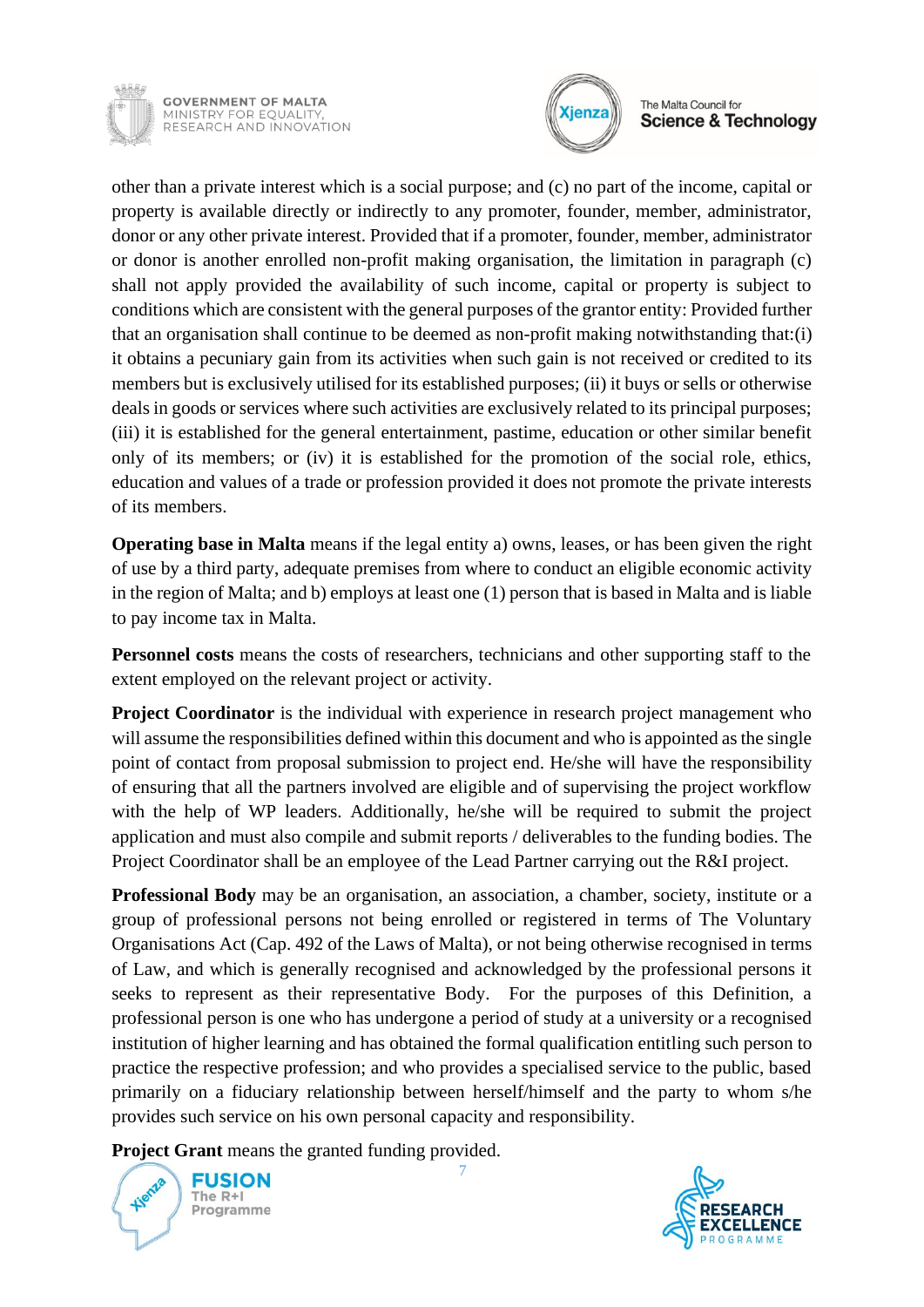other than a private interest which is a social purpose; and (c) no part of the income, capital or property is available directly or indirectly to any promoter, founder, member, administrator, donor or any other private interest. Provided that if a promoter, founder, member, administrator or donor is another enrolled non-profit making organisation, the limitation in paragraph (c) shall not apply provided the availability of such income, capital or property is subject to conditions which are consistent with the general purposes of the grantor entity: Provided further that an organisation shall continue to be deemed as non-profit making notwithstanding that:(i) it obtains a pecuniary gain from its activities when such gain is not received or credited to its members but is exclusively utilised for its established purposes; (ii) it buys or sells or otherwise deals in goods or services where such activities are exclusively related to its principal purposes; (iii) it is established for the general entertainment, pastime, education or other similar benefit only of its members; or (iv) it is established for the promotion of the social role, ethics, education and values of a trade or profession provided it does not promote the private interests of its members.

**Operating base in Malta** means if the legal entity a) owns, leases, or has been given the right of use by a third party, adequate premises from where to conduct an eligible economic activity in the region of Malta; and b) employs at least one (1) person that is based in Malta and is liable to pay income tax in Malta.

**Personnel costs** means the costs of researchers, technicians and other supporting staff to the extent employed on the relevant project or activity.

**Project Coordinator** is the individual with experience in research project management who will assume the responsibilities defined within this document and who is appointed as the single point of contact from proposal submission to project end. He/she will have the responsibility of ensuring that all the partners involved are eligible and of supervising the project workflow with the help of WP leaders. Additionally, he/she will be required to submit the project application and must also compile and submit reports / deliverables to the funding bodies. The Project Coordinator shall be an employee of the Lead Partner carrying out the R&I project.

**Professional Body** may be an organisation, an association, a chamber, society, institute or a group of professional persons not being enrolled or registered in terms of The Voluntary Organisations Act (Cap. 492 of the Laws of Malta), or not being otherwise recognised in terms of Law, and which is generally recognised and acknowledged by the professional persons it seeks to represent as their representative Body. For the purposes of this Definition, a professional person is one who has undergone a period of study at a university or a recognised institution of higher learning and has obtained the formal qualification entitling such person to practice the respective profession; and who provides a specialised service to the public, based primarily on a fiduciary relationship between herself/himself and the party to whom s/he provides such service on his own personal capacity and responsibility.

**Project Grant** means the granted funding provided.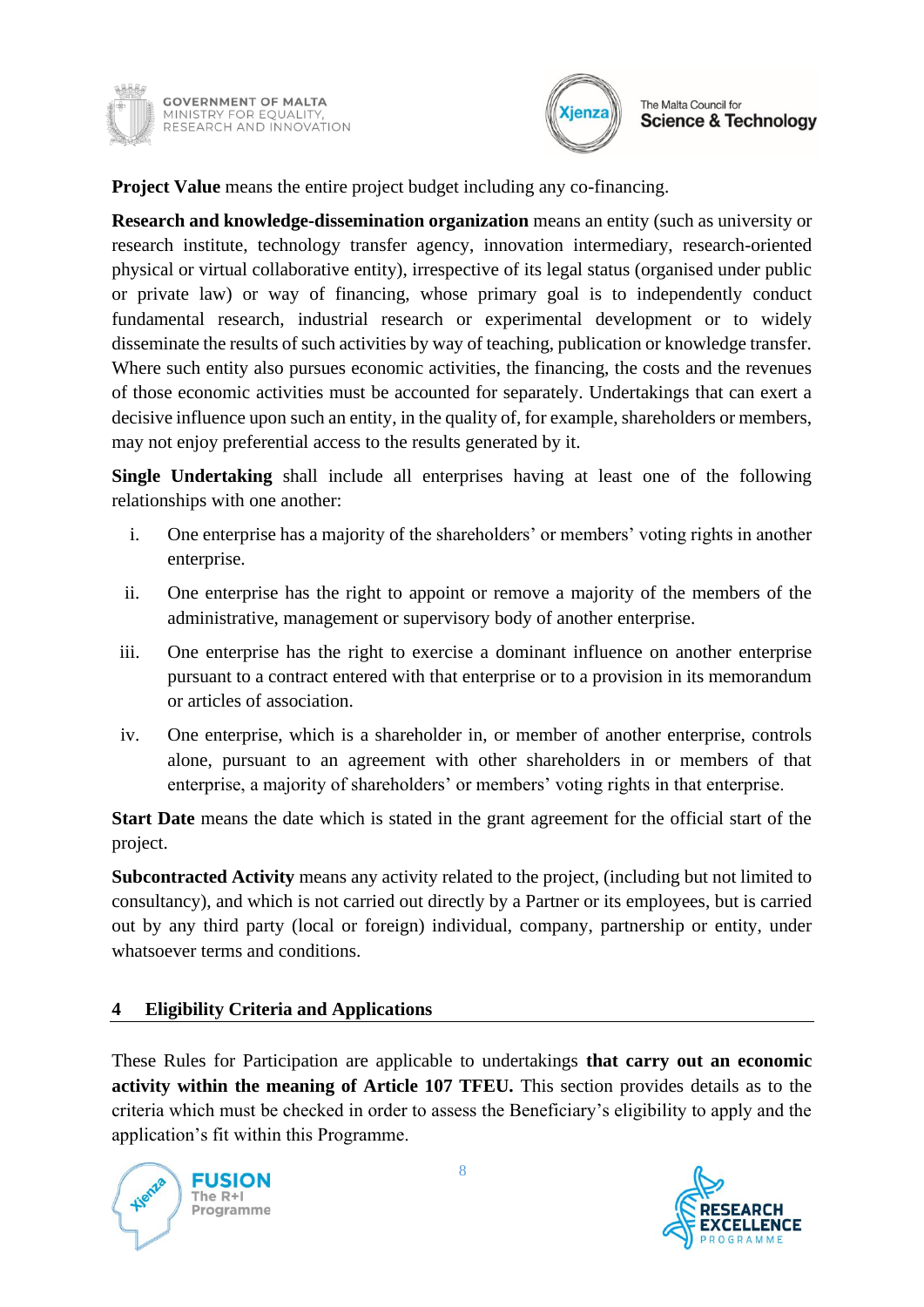**Project Value** means the entire project budget including any co-financing.

**Research and knowledge-dissemination organization** means an entity (such as university or research institute, technology transfer agency, innovation intermediary, research-oriented physical or virtual collaborative entity), irrespective of its legal status (organised under public or private law) or way of financing, whose primary goal is to independently conduct fundamental research, industrial research or experimental development or to widely disseminate the results of such activities by way of teaching, publication or knowledge transfer. Where such entity also pursues economic activities, the financing, the costs and the revenues of those economic activities must be accounted for separately. Undertakings that can exert a decisive influence upon such an entity, in the quality of, for example, shareholders or members, may not enjoy preferential access to the results generated by it.

**Single Undertaking** shall include all enterprises having at least one of the following relationships with one another:

i. One enterprise has a majority of the shareholders' or members' voting rights in another enterprise.

ii. One enterprise has the right to appoint or remove a majority of the members of the administrative, management or supervisory body of another enterprise.

iii. One enterprise has the right to exercise a dominant influence on another enterprise pursuant to a contract entered with that enterprise or to a provision in its memorandum or articles of association.

iv. One enterprise, which is a shareholder in, or member of another enterprise, controls alone, pursuant to an agreement with other shareholders in or members of that enterprise, a majority of shareholders' or members' voting rights in that enterprise.

**Start Date** means the date which is stated in the grant agreement for the official start of the project.

**Subcontracted Activity** means any activity related to the project, (including but not limited to consultancy), and which is not carried out directly by a Partner or its employees, but is carried out by any third party (local or foreign) individual, company, partnership or entity, under whatsoever terms and conditions.

## 4 Eligibility Criteria and Applications

These Rules for Participation are applicable to undertakings **that carry out an economic activity within the meaning of Article 107 TFEU.** This section provides details as to the criteria which must be checked in order to assess the Beneficiary's eligibility to apply and the application's fit within this Programme.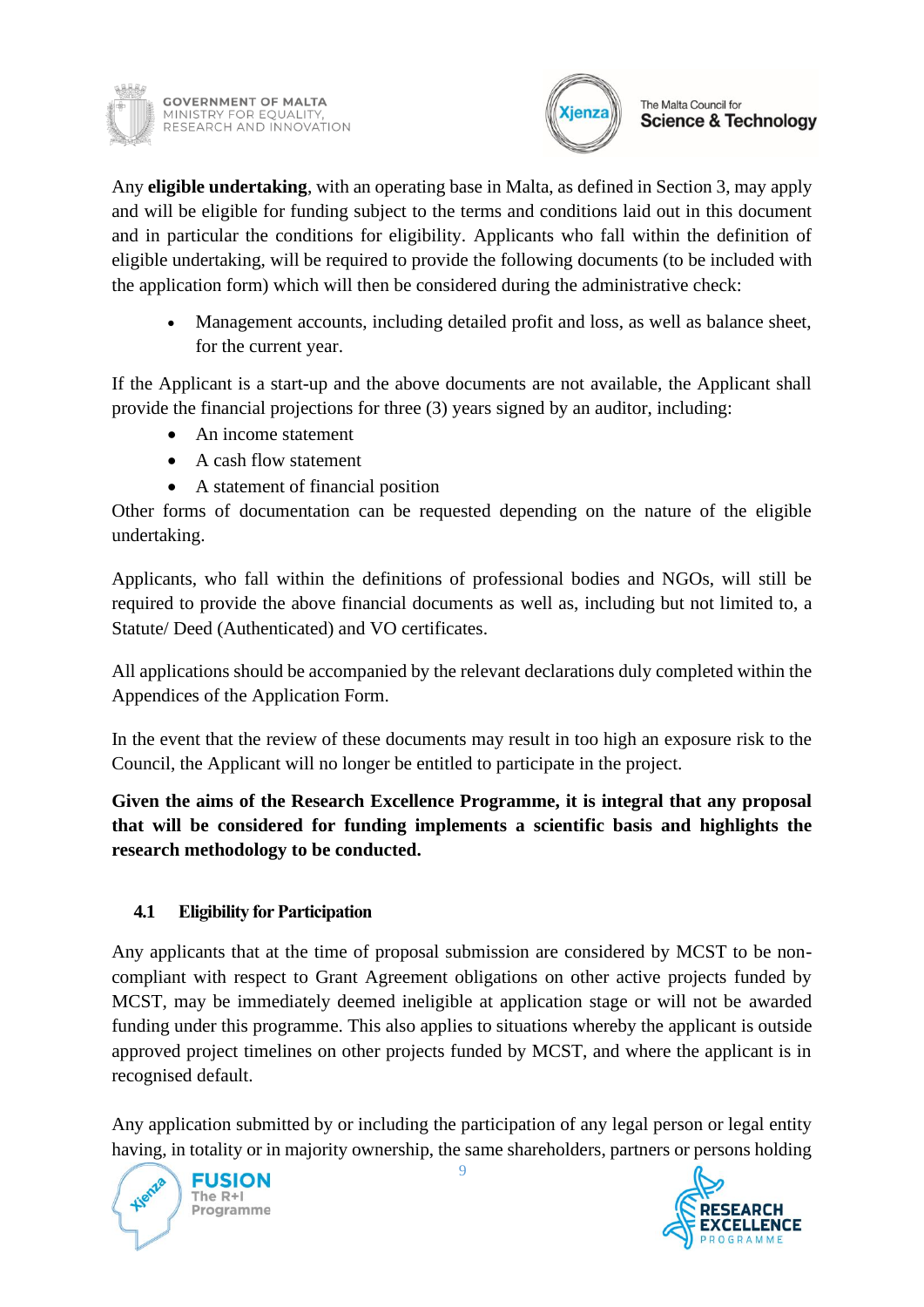Any **eligible undertaking**, with an operating base in Malta, as defined in Section 3, may apply and will be eligible for funding subject to the terms and conditions laid out in this document and in particular the conditions for eligibility. Applicants who fall within the definition of eligible undertaking, will be required to provide the following documents (to be included with the application form) which will then be considered during the administrative check:

- Management accounts, including detailed profit and loss, as well as balance sheet, for the current year.

If the Applicant is a start-up and the above documents are not available, the Applicant shall provide the financial projections for three (3) years signed by an auditor, including:

- An income statement
- A cash flow statement
- A statement of financial position

Other forms of documentation can be requested depending on the nature of the eligible undertaking.

Applicants, who fall within the definitions of professional bodies and NGOs, will still be required to provide the above financial documents as well as, including but not limited to, a Statute/ Deed (Authenticated) and VO certificates.

All applications should be accompanied by the relevant declarations duly completed within the Appendices of the Application Form.

In the event that the review of these documents may result in too high an exposure risk to the Council, the Applicant will no longer be entitled to participate in the project.

**Given the aims of the Research Excellence Programme, it is integral that any proposal that will be considered for funding implements a scientific basis and highlights the research methodology to be conducted.**

### 4.1 Eligibility for Participation

Any applicants that at the time of proposal submission are considered by MCST to be non-compliant with respect to Grant Agreement obligations on other active projects funded by MCST, may be immediately deemed ineligible at application stage or will not be awarded funding under this programme. This also applies to situations whereby the applicant is outside approved project timelines on other projects funded by MCST, and where the applicant is in recognised default.

Any application submitted by or including the participation of any legal person or legal entity having, in totality or in majority ownership, the same shareholders, partners or persons holding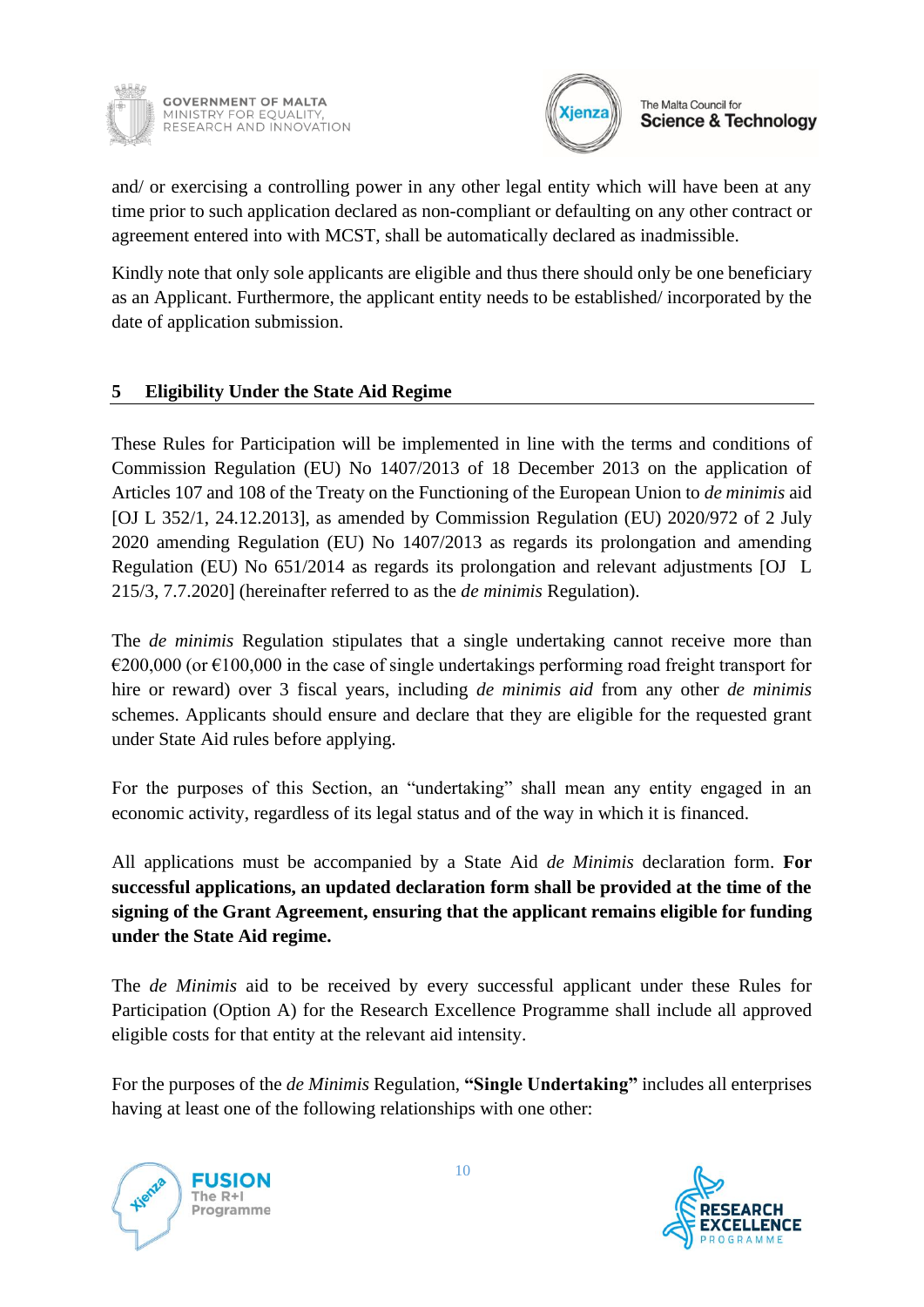and/ or exercising a controlling power in any other legal entity which will have been at any time prior to such application declared as non-compliant or defaulting on any other contract or agreement entered into with MCST, shall be automatically declared as inadmissible.

Kindly note that only sole applicants are eligible and thus there should only be one beneficiary as an Applicant. Furthermore, the applicant entity needs to be established/ incorporated by the date of application submission.

## 5 Eligibility Under the State Aid Regime

These Rules for Participation will be implemented in line with the terms and conditions of Commission Regulation (EU) No 1407/2013 of 18 December 2013 on the application of Articles 107 and 108 of the Treaty on the Functioning of the European Union to *de minimis* aid [OJ L 352/1, 24.12.2013], as amended by Commission Regulation (EU) 2020/972 of 2 July 2020 amending Regulation (EU) No 1407/2013 as regards its prolongation and amending Regulation (EU) No 651/2014 as regards its prolongation and relevant adjustments [OJ L 215/3, 7.7.2020] (hereinafter referred to as the *de minimis* Regulation).

The *de minimis* Regulation stipulates that a single undertaking cannot receive more than €200,000 (or €100,000 in the case of single undertakings performing road freight transport for hire or reward) over 3 fiscal years, including *de minimis aid* from any other *de minimis* schemes. Applicants should ensure and declare that they are eligible for the requested grant under State Aid rules before applying.

For the purposes of this Section, an "undertaking" shall mean any entity engaged in an economic activity, regardless of its legal status and of the way in which it is financed.

All applications must be accompanied by a State Aid *de Minimis* declaration form. **For successful applications, an updated declaration form shall be provided at the time of the signing of the Grant Agreement, ensuring that the applicant remains eligible for funding under the State Aid regime.**

The *de Minimis* aid to be received by every successful applicant under these Rules for Participation (Option A) for the Research Excellence Programme shall include all approved eligible costs for that entity at the relevant aid intensity.

For the purposes of the *de Minimis* Regulation, **"Single Undertaking"** includes all enterprises having at least one of the following relationships with one other: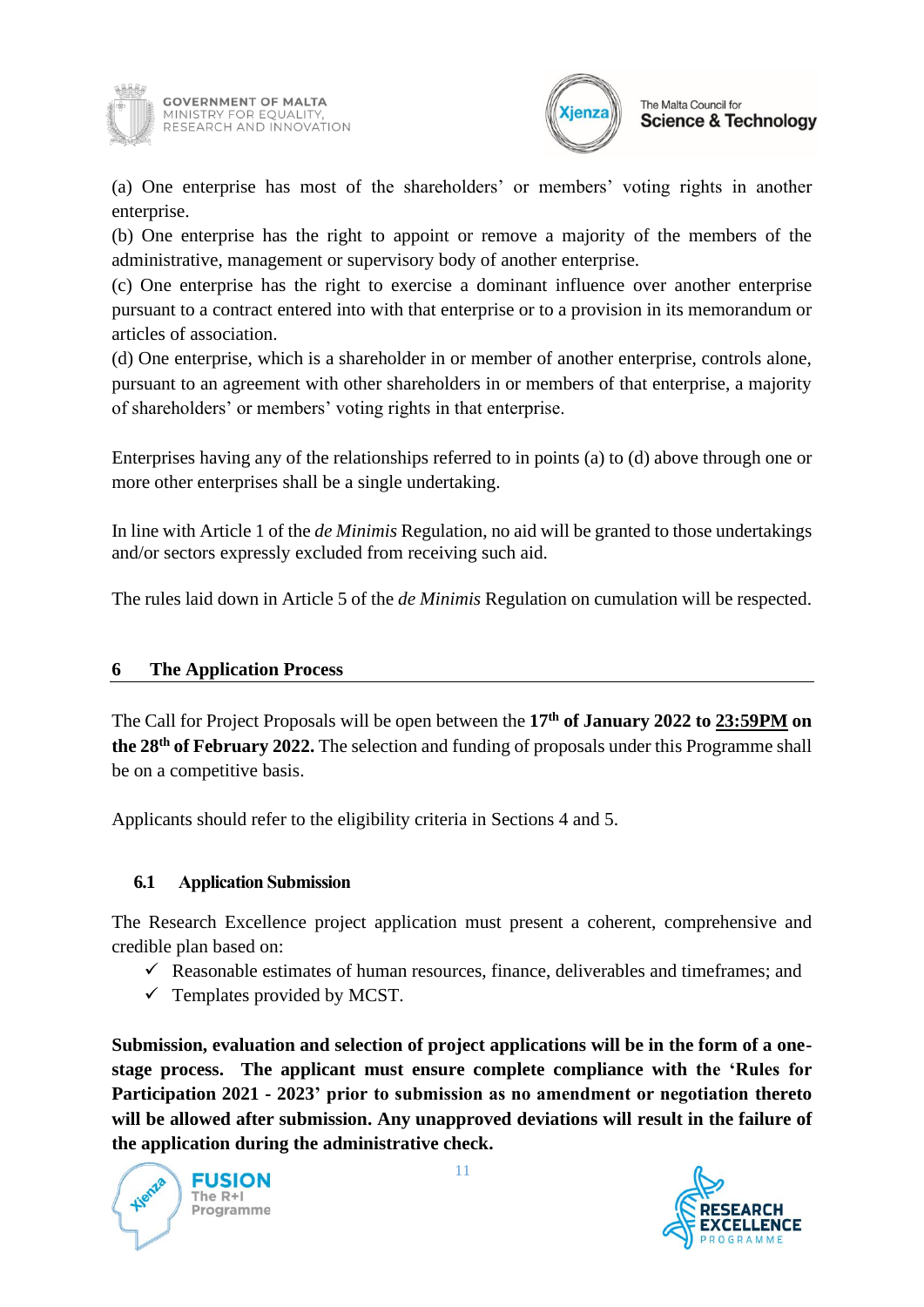(a) One enterprise has most of the shareholders' or members' voting rights in another enterprise.

(b) One enterprise has the right to appoint or remove a majority of the members of the administrative, management or supervisory body of another enterprise.

(c) One enterprise has the right to exercise a dominant influence over another enterprise pursuant to a contract entered into with that enterprise or to a provision in its memorandum or articles of association.

(d) One enterprise, which is a shareholder in or member of another enterprise, controls alone, pursuant to an agreement with other shareholders in or members of that enterprise, a majority of shareholders' or members' voting rights in that enterprise.

Enterprises having any of the relationships referred to in points (a) to (d) above through one or more other enterprises shall be a single undertaking.

In line with Article 1 of the *de Minimis* Regulation, no aid will be granted to those undertakings and/or sectors expressly excluded from receiving such aid.

The rules laid down in Article 5 of the *de Minimis* Regulation on cumulation will be respected.

## 6 The Application Process

The Call for Project Proposals will be open between the **17th of January 2022 to 23:59PM on the 28th of February 2022.** The selection and funding of proposals under this Programme shall be on a competitive basis.

Applicants should refer to the eligibility criteria in Sections 4 and 5.

### 6.1 Application Submission

The Research Excellence project application must present a coherent, comprehensive and credible plan based on:

- ✓ Reasonable estimates of human resources, finance, deliverables and timeframes; and
- ✓ Templates provided by MCST.

**Submission, evaluation and selection of project applications will be in the form of a one-stage process. The applicant must ensure complete compliance with the 'Rules for Participation 2021 - 2023' prior to submission as no amendment or negotiation thereto will be allowed after submission. Any unapproved deviations will result in the failure of the application during the administrative check.**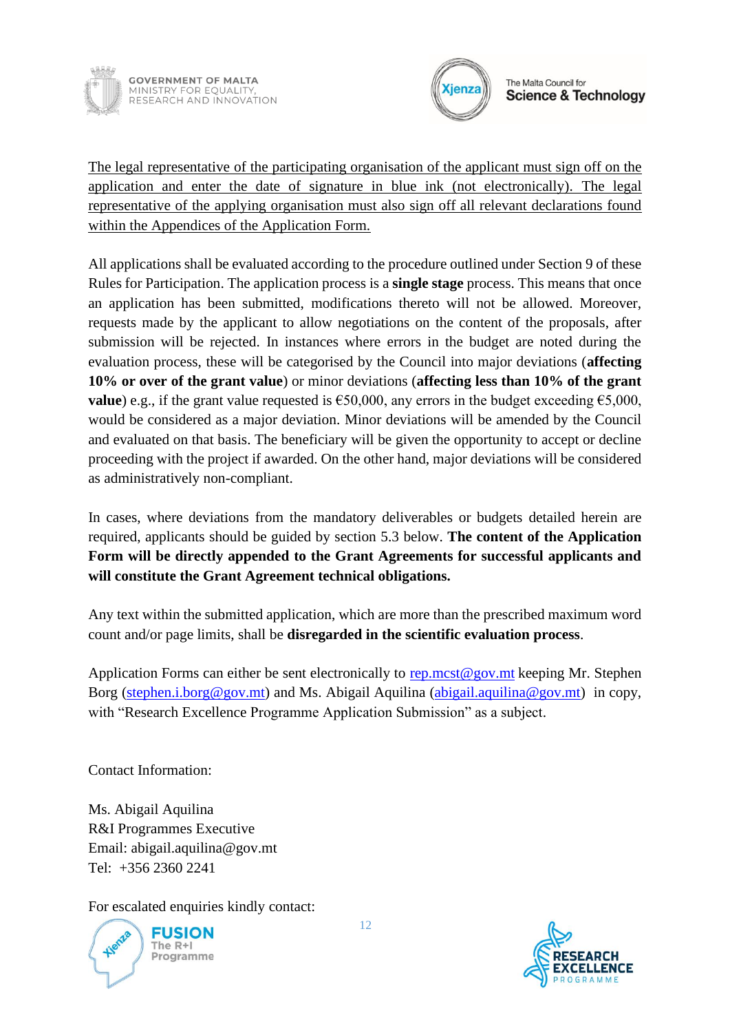The legal representative of the participating organisation of the applicant must sign off on the application and enter the date of signature in blue ink (not electronically). The legal representative of the applying organisation must also sign off all relevant declarations found within the Appendices of the Application Form.

All applications shall be evaluated according to the procedure outlined under Section 9 of these Rules for Participation. The application process is a **single stage** process. This means that once an application has been submitted, modifications thereto will not be allowed. Moreover, requests made by the applicant to allow negotiations on the content of the proposals, after submission will be rejected. In instances where errors in the budget are noted during the evaluation process, these will be categorised by the Council into major deviations (**affecting 10% or over of the grant value**) or minor deviations (**affecting less than 10% of the grant value**) e.g., if the grant value requested is €50,000, any errors in the budget exceeding €5,000, would be considered as a major deviation. Minor deviations will be amended by the Council and evaluated on that basis. The beneficiary will be given the opportunity to accept or decline proceeding with the project if awarded. On the other hand, major deviations will be considered as administratively non-compliant.

In cases, where deviations from the mandatory deliverables or budgets detailed herein are required, applicants should be guided by section 5.3 below. **The content of the Application Form will be directly appended to the Grant Agreements for successful applicants and will constitute the Grant Agreement technical obligations.**

Any text within the submitted application, which are more than the prescribed maximum word count and/or page limits, shall be **disregarded in the scientific evaluation process**.

Application Forms can either be sent electronically to rep.mcst@gov.mt keeping Mr. Stephen Borg (stephen.i.borg@gov.mt) and Ms. Abigail Aquilina (abigail.aquilina@gov.mt) in copy, with "Research Excellence Programme Application Submission" as a subject.

Contact Information:

Ms. Abigail Aquilina
R&I Programmes Executive
Email: abigail.aquilina@gov.mt
Tel: +356 2360 2241

For escalated enquiries kindly contact: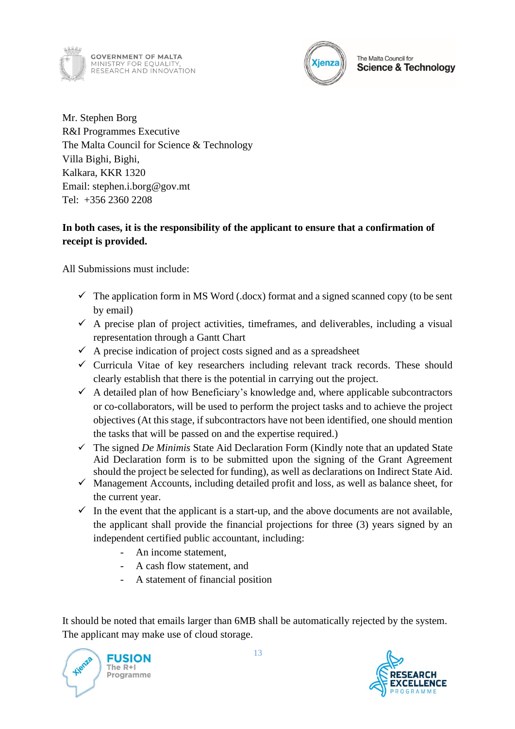Mr. Stephen Borg
R&I Programmes Executive
The Malta Council for Science & Technology
Villa Bighi, Bighi,
Kalkara, KKR 1320
Email: stephen.i.borg@gov.mt
Tel: +356 2360 2208

**In both cases, it is the responsibility of the applicant to ensure that a confirmation of receipt is provided.**

All Submissions must include:

- ✓ The application form in MS Word (.docx) format and a signed scanned copy (to be sent by email)
- ✓ A precise plan of project activities, timeframes, and deliverables, including a visual representation through a Gantt Chart
- ✓ A precise indication of project costs signed and as a spreadsheet
- ✓ Curricula Vitae of key researchers including relevant track records. These should clearly establish that there is the potential in carrying out the project.
- ✓ A detailed plan of how Beneficiary's knowledge and, where applicable subcontractors or co-collaborators, will be used to perform the project tasks and to achieve the project objectives (At this stage, if subcontractors have not been identified, one should mention the tasks that will be passed on and the expertise required.)
- ✓ The signed *De Minimis* State Aid Declaration Form (Kindly note that an updated State Aid Declaration form is to be submitted upon the signing of the Grant Agreement should the project be selected for funding), as well as declarations on Indirect State Aid.
- ✓ Management Accounts, including detailed profit and loss, as well as balance sheet, for the current year.
- ✓ In the event that the applicant is a start-up, and the above documents are not available, the applicant shall provide the financial projections for three (3) years signed by an independent certified public accountant, including:
    - An income statement,
    - A cash flow statement, and
    - A statement of financial position

It should be noted that emails larger than 6MB shall be automatically rejected by the system. The applicant may make use of cloud storage.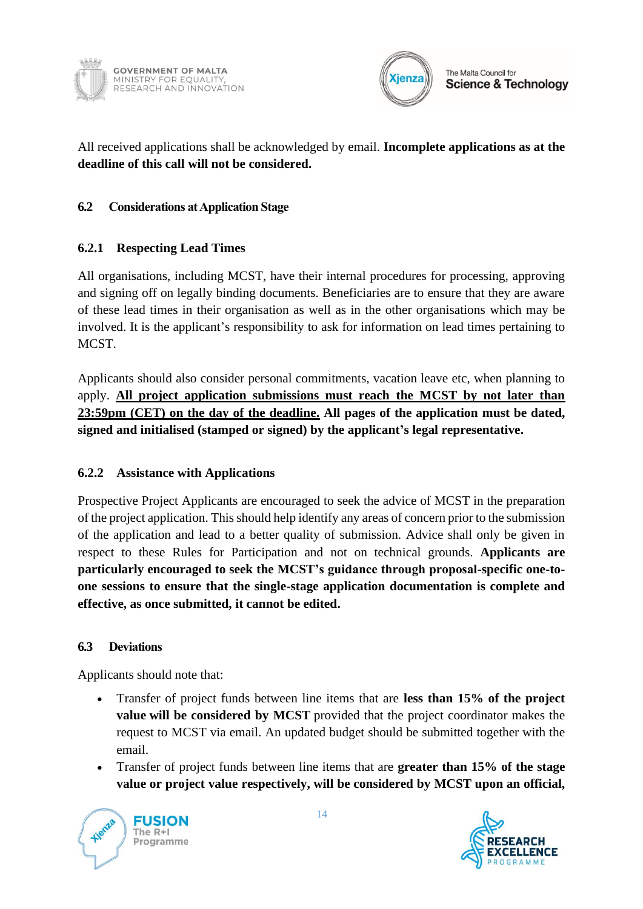All received applications shall be acknowledged by email. **Incomplete applications as at the deadline of this call will not be considered.**

## 6.2 Considerations at Application Stage

### 6.2.1 Respecting Lead Times

All organisations, including MCST, have their internal procedures for processing, approving and signing off on legally binding documents. Beneficiaries are to ensure that they are aware of these lead times in their organisation as well as in the other organisations which may be involved. It is the applicant's responsibility to ask for information on lead times pertaining to MCST.

Applicants should also consider personal commitments, vacation leave etc, when planning to apply. **All project application submissions must reach the MCST by not later than 23:59pm (CET) on the day of the deadline. All pages of the application must be dated, signed and initialised (stamped or signed) by the applicant's legal representative.**

### 6.2.2 Assistance with Applications

Prospective Project Applicants are encouraged to seek the advice of MCST in the preparation of the project application. This should help identify any areas of concern prior to the submission of the application and lead to a better quality of submission. Advice shall only be given in respect to these Rules for Participation and not on technical grounds. **Applicants are particularly encouraged to seek the MCST's guidance through proposal-specific one-to-one sessions to ensure that the single-stage application documentation is complete and effective, as once submitted, it cannot be edited.**

## 6.3 Deviations

Applicants should note that:

- Transfer of project funds between line items that are **less than 15% of the project value will be considered by MCST** provided that the project coordinator makes the request to MCST via email. An updated budget should be submitted together with the email.
- Transfer of project funds between line items that are **greater than 15% of the stage value or project value respectively, will be considered by MCST upon an official,**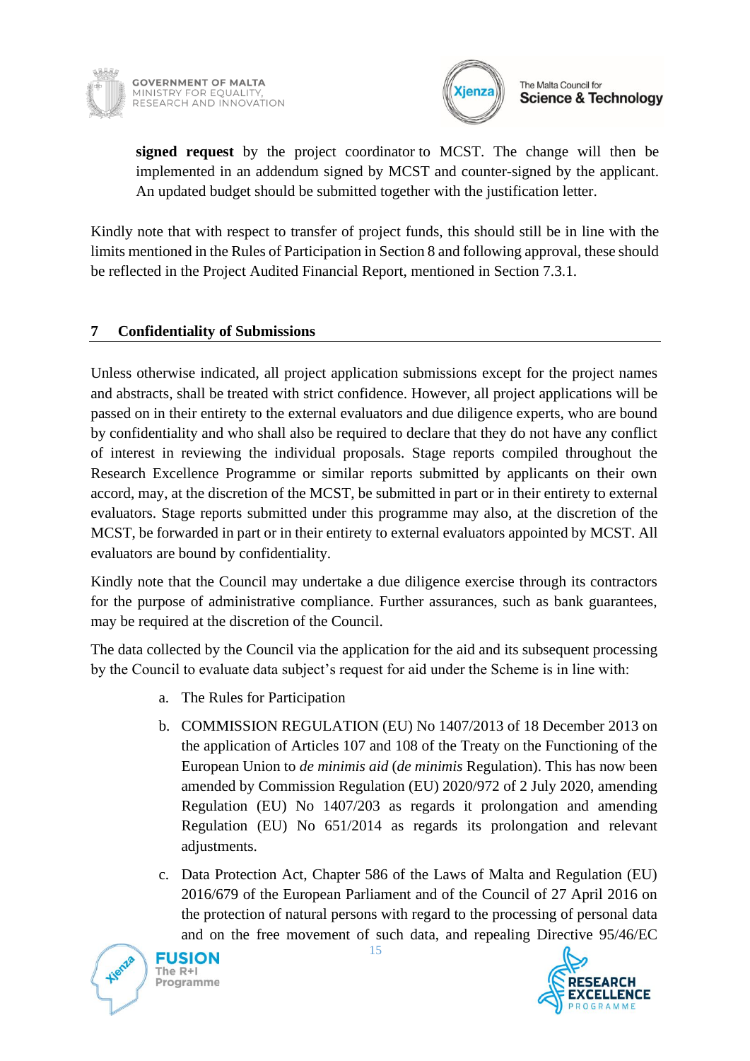**signed request** by the project coordinator to MCST. The change will then be implemented in an addendum signed by MCST and counter-signed by the applicant. An updated budget should be submitted together with the justification letter.

Kindly note that with respect to transfer of project funds, this should still be in line with the limits mentioned in the Rules of Participation in Section 8 and following approval, these should be reflected in the Project Audited Financial Report, mentioned in Section 7.3.1.

## 7 Confidentiality of Submissions

Unless otherwise indicated, all project application submissions except for the project names and abstracts, shall be treated with strict confidence. However, all project applications will be passed on in their entirety to the external evaluators and due diligence experts, who are bound by confidentiality and who shall also be required to declare that they do not have any conflict of interest in reviewing the individual proposals. Stage reports compiled throughout the Research Excellence Programme or similar reports submitted by applicants on their own accord, may, at the discretion of the MCST, be submitted in part or in their entirety to external evaluators. Stage reports submitted under this programme may also, at the discretion of the MCST, be forwarded in part or in their entirety to external evaluators appointed by MCST. All evaluators are bound by confidentiality.

Kindly note that the Council may undertake a due diligence exercise through its contractors for the purpose of administrative compliance. Further assurances, such as bank guarantees, may be required at the discretion of the Council.

The data collected by the Council via the application for the aid and its subsequent processing by the Council to evaluate data subject's request for aid under the Scheme is in line with:

a. The Rules for Participation

b. COMMISSION REGULATION (EU) No 1407/2013 of 18 December 2013 on the application of Articles 107 and 108 of the Treaty on the Functioning of the European Union to *de minimis aid* (*de minimis* Regulation). This has now been amended by Commission Regulation (EU) 2020/972 of 2 July 2020, amending Regulation (EU) No 1407/203 as regards it prolongation and amending Regulation (EU) No 651/2014 as regards its prolongation and relevant adjustments.

c. Data Protection Act, Chapter 586 of the Laws of Malta and Regulation (EU) 2016/679 of the European Parliament and of the Council of 27 April 2016 on the protection of natural persons with regard to the processing of personal data and on the free movement of such data, and repealing Directive 95/46/EC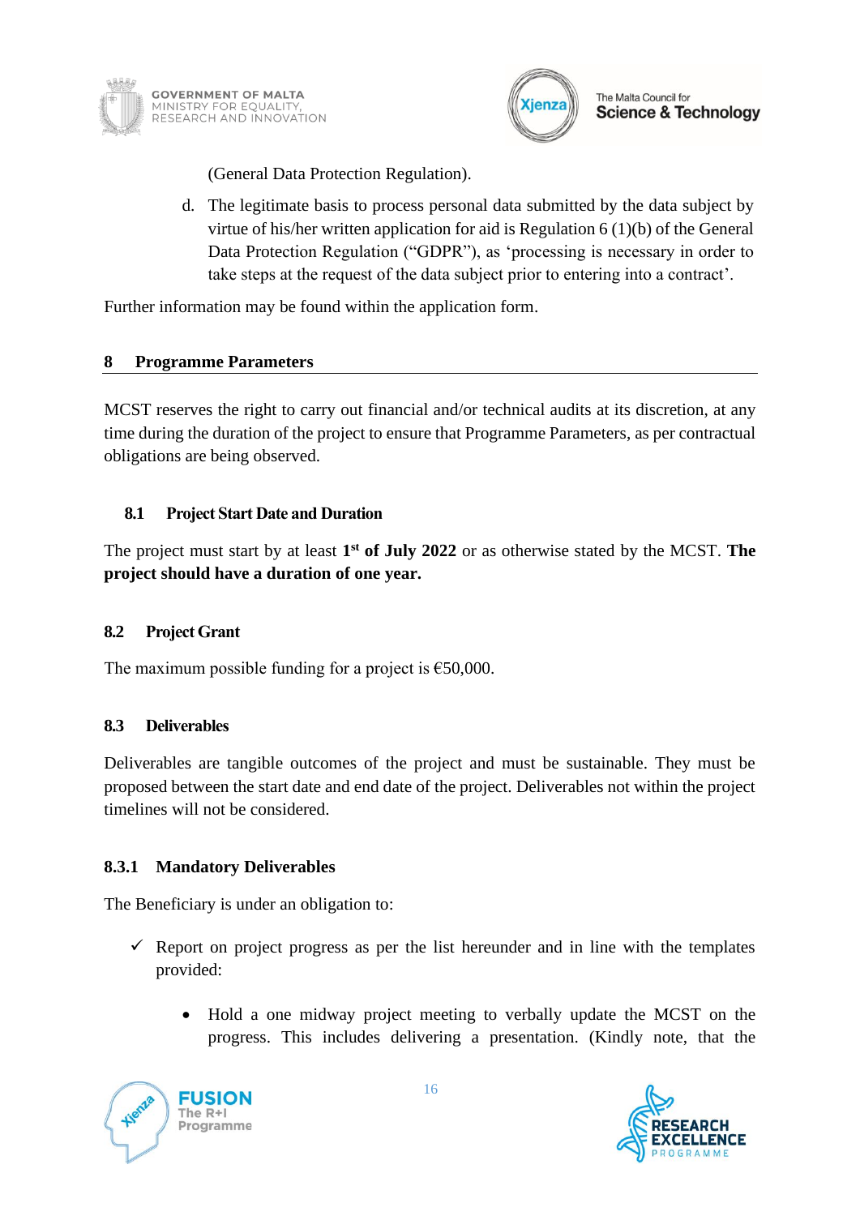(General Data Protection Regulation).

d. The legitimate basis to process personal data submitted by the data subject by virtue of his/her written application for aid is Regulation 6 (1)(b) of the General Data Protection Regulation ("GDPR"), as 'processing is necessary in order to take steps at the request of the data subject prior to entering into a contract'.

Further information may be found within the application form.

## 8 Programme Parameters

MCST reserves the right to carry out financial and/or technical audits at its discretion, at any time during the duration of the project to ensure that Programme Parameters, as per contractual obligations are being observed.

### 8.1 Project Start Date and Duration

The project must start by at least **1st of July 2022** or as otherwise stated by the MCST. **The project should have a duration of one year.**

### 8.2 Project Grant

The maximum possible funding for a project is €50,000.

### 8.3 Deliverables

Deliverables are tangible outcomes of the project and must be sustainable. They must be proposed between the start date and end date of the project. Deliverables not within the project timelines will not be considered.

#### 8.3.1 Mandatory Deliverables

The Beneficiary is under an obligation to:

- ✓ Report on project progress as per the list hereunder and in line with the templates provided:
  - Hold a one midway project meeting to verbally update the MCST on the progress. This includes delivering a presentation. (Kindly note, that the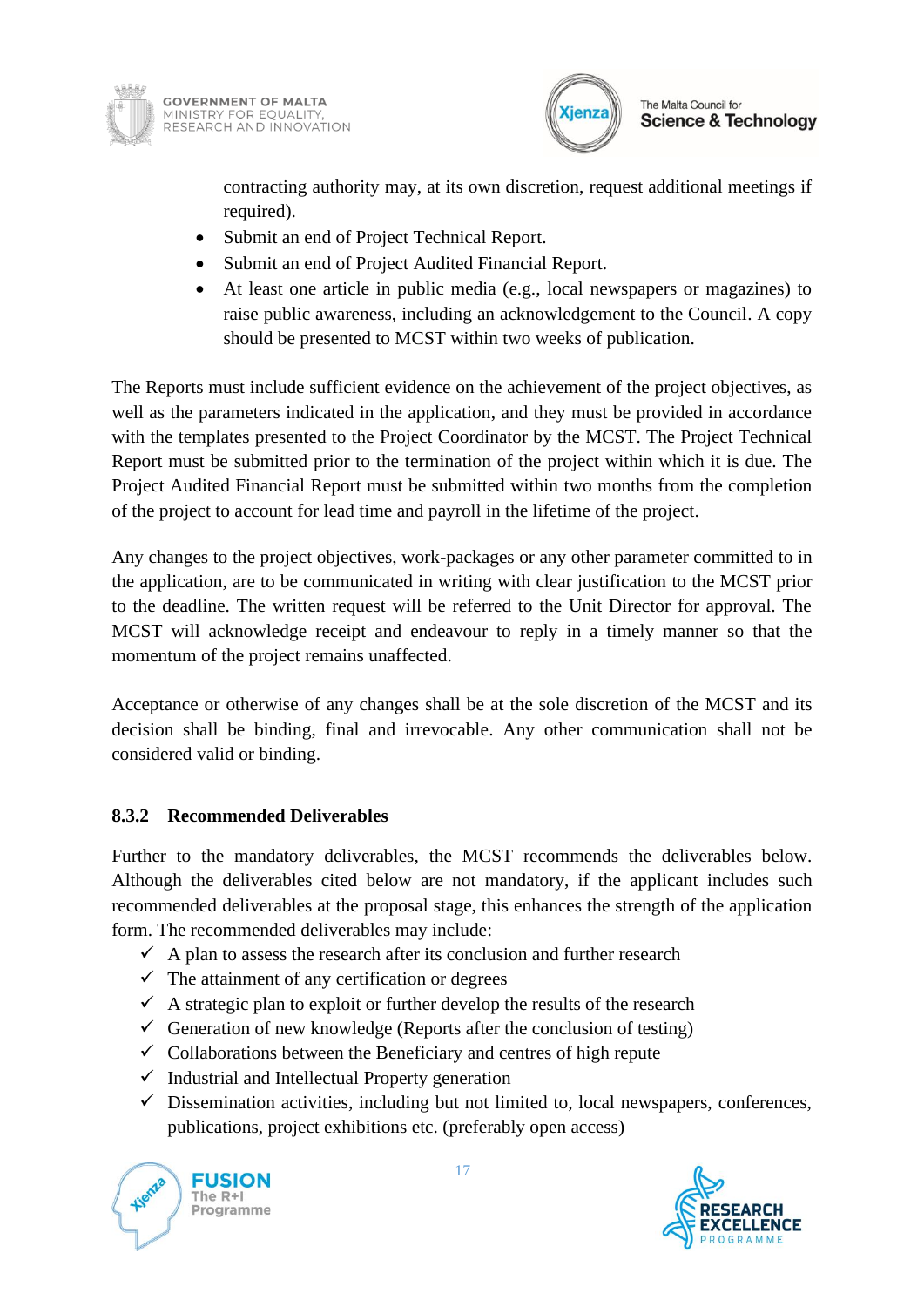contracting authority may, at its own discretion, request additional meetings if required).

- Submit an end of Project Technical Report.
- Submit an end of Project Audited Financial Report.
- At least one article in public media (e.g., local newspapers or magazines) to raise public awareness, including an acknowledgement to the Council. A copy should be presented to MCST within two weeks of publication.

The Reports must include sufficient evidence on the achievement of the project objectives, as well as the parameters indicated in the application, and they must be provided in accordance with the templates presented to the Project Coordinator by the MCST. The Project Technical Report must be submitted prior to the termination of the project within which it is due. The Project Audited Financial Report must be submitted within two months from the completion of the project to account for lead time and payroll in the lifetime of the project.

Any changes to the project objectives, work-packages or any other parameter committed to in the application, are to be communicated in writing with clear justification to the MCST prior to the deadline. The written request will be referred to the Unit Director for approval. The MCST will acknowledge receipt and endeavour to reply in a timely manner so that the momentum of the project remains unaffected.

Acceptance or otherwise of any changes shall be at the sole discretion of the MCST and its decision shall be binding, final and irrevocable. Any other communication shall not be considered valid or binding.

### 8.3.2 Recommended Deliverables

Further to the mandatory deliverables, the MCST recommends the deliverables below. Although the deliverables cited below are not mandatory, if the applicant includes such recommended deliverables at the proposal stage, this enhances the strength of the application form. The recommended deliverables may include:

- ✓ A plan to assess the research after its conclusion and further research
- ✓ The attainment of any certification or degrees
- ✓ A strategic plan to exploit or further develop the results of the research
- ✓ Generation of new knowledge (Reports after the conclusion of testing)
- ✓ Collaborations between the Beneficiary and centres of high repute
- ✓ Industrial and Intellectual Property generation
- ✓ Dissemination activities, including but not limited to, local newspapers, conferences, publications, project exhibitions etc. (preferably open access)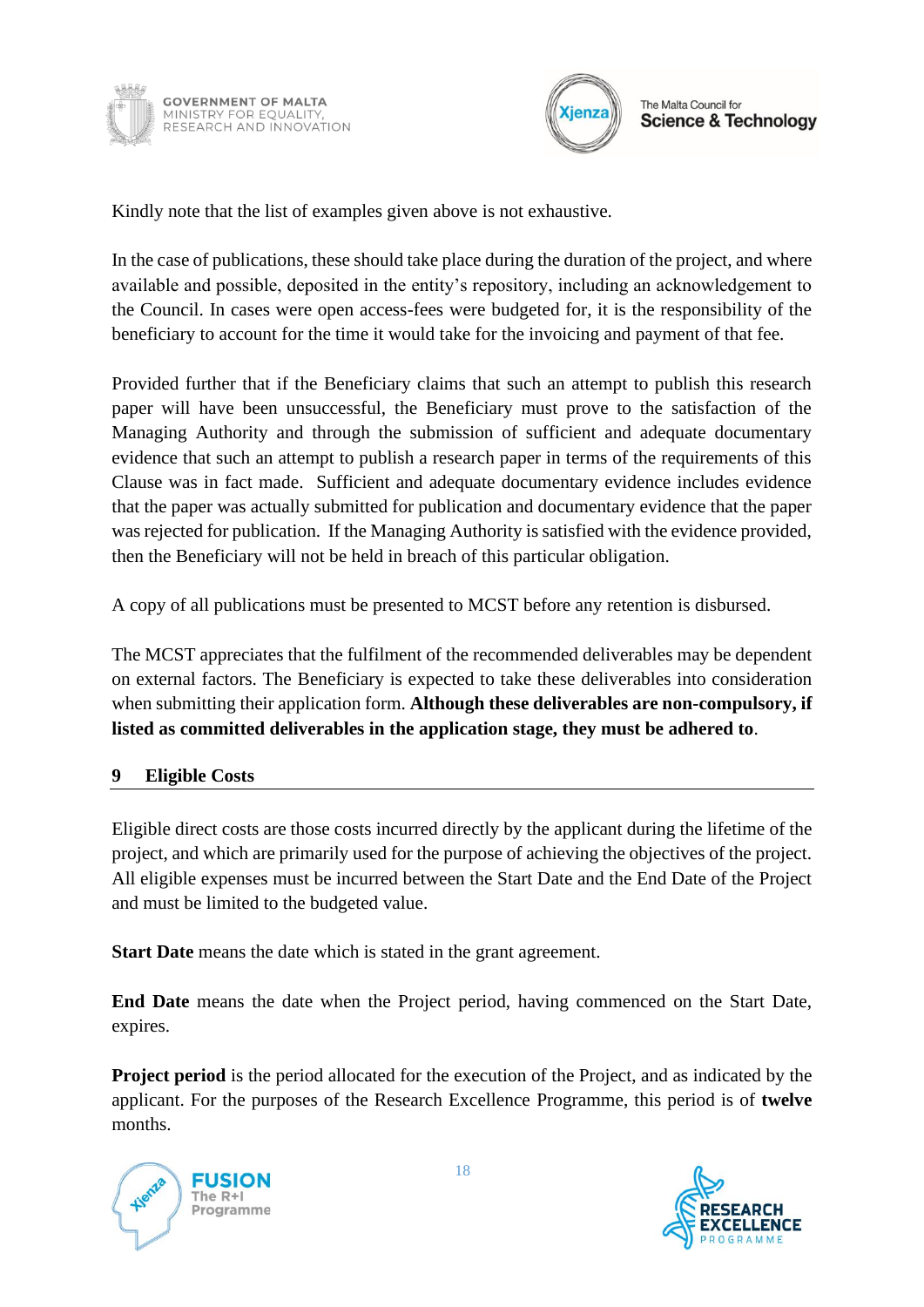Kindly note that the list of examples given above is not exhaustive.

In the case of publications, these should take place during the duration of the project, and where available and possible, deposited in the entity's repository, including an acknowledgement to the Council. In cases were open access-fees were budgeted for, it is the responsibility of the beneficiary to account for the time it would take for the invoicing and payment of that fee.

Provided further that if the Beneficiary claims that such an attempt to publish this research paper will have been unsuccessful, the Beneficiary must prove to the satisfaction of the Managing Authority and through the submission of sufficient and adequate documentary evidence that such an attempt to publish a research paper in terms of the requirements of this Clause was in fact made. Sufficient and adequate documentary evidence includes evidence that the paper was actually submitted for publication and documentary evidence that the paper was rejected for publication. If the Managing Authority is satisfied with the evidence provided, then the Beneficiary will not be held in breach of this particular obligation.

A copy of all publications must be presented to MCST before any retention is disbursed.

The MCST appreciates that the fulfilment of the recommended deliverables may be dependent on external factors. The Beneficiary is expected to take these deliverables into consideration when submitting their application form. **Although these deliverables are non-compulsory, if listed as committed deliverables in the application stage, they must be adhered to**.

## 9 Eligible Costs

Eligible direct costs are those costs incurred directly by the applicant during the lifetime of the project, and which are primarily used for the purpose of achieving the objectives of the project. All eligible expenses must be incurred between the Start Date and the End Date of the Project and must be limited to the budgeted value.

**Start Date** means the date which is stated in the grant agreement.

**End Date** means the date when the Project period, having commenced on the Start Date, expires.

**Project period** is the period allocated for the execution of the Project, and as indicated by the applicant. For the purposes of the Research Excellence Programme, this period is of **twelve** months.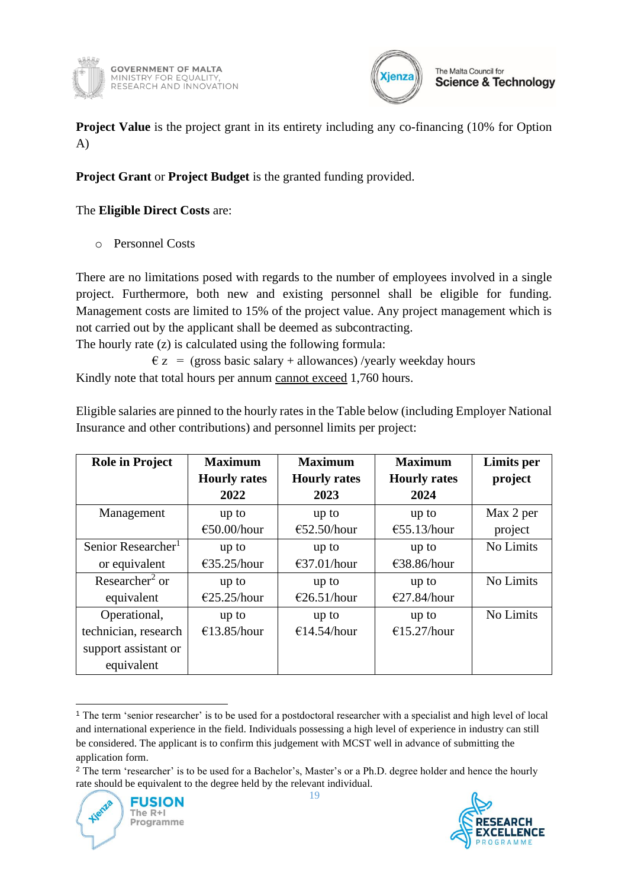**Project Value** is the project grant in its entirety including any co-financing (10% for Option A)

**Project Grant** or **Project Budget** is the granted funding provided.

The **Eligible Direct Costs** are:

- Personnel Costs

There are no limitations posed with regards to the number of employees involved in a single project. Furthermore, both new and existing personnel shall be eligible for funding. Management costs are limited to 15% of the project value. Any project management which is not carried out by the applicant shall be deemed as subcontracting.
The hourly rate (z) is calculated using the following formula:

$$€\, z = (\text{gross basic salary} + \text{allowances}) / \text{yearly weekday hours}$$

Kindly note that total hours per annum <u>cannot exceed</u> 1,760 hours.

Eligible salaries are pinned to the hourly rates in the Table below (including Employer National Insurance and other contributions) and personnel limits per project:

| Role in Project | Maximum Hourly rates 2022 | Maximum Hourly rates 2023 | Maximum Hourly rates 2024 | Limits per project |
|---|---|---|---|---|
| Management | up to €50.00/hour | up to €52.50/hour | up to €55.13/hour | Max 2 per project |
| Senior Researcher[1] or equivalent | up to €35.25/hour | up to €37.01/hour | up to €38.86/hour | No Limits |
| Researcher[2] or equivalent | up to €25.25/hour | up to €26.51/hour | up to €27.84/hour | No Limits |
| Operational, technician, research support assistant or equivalent | up to €13.85/hour | up to €14.54/hour | up to €15.27/hour | No Limits |

[1] The term 'senior researcher' is to be used for a postdoctoral researcher with a specialist and high level of local and international experience in the field. Individuals possessing a high level of experience in industry can still be considered. The applicant is to confirm this judgement with MCST well in advance of submitting the application form.

[2] The term 'researcher' is to be used for a Bachelor's, Master's or a Ph.D. degree holder and hence the hourly rate should be equivalent to the degree held by the relevant individual.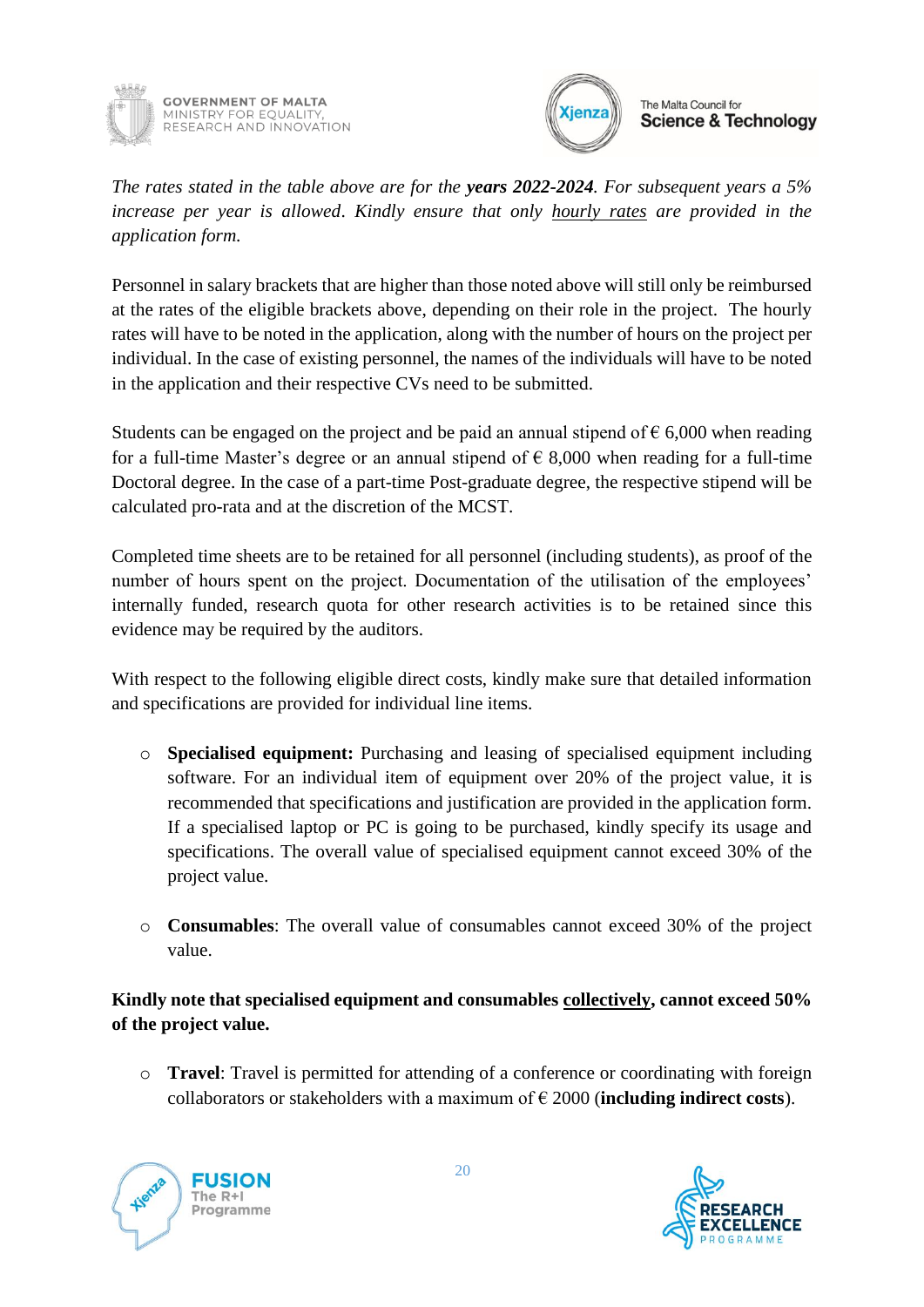*The rates stated in the table above are for the **years 2022-2024**. For subsequent years a 5% increase per year is allowed. Kindly ensure that only <u>hourly rates</u> are provided in the application form.*

Personnel in salary brackets that are higher than those noted above will still only be reimbursed at the rates of the eligible brackets above, depending on their role in the project. The hourly rates will have to be noted in the application, along with the number of hours on the project per individual. In the case of existing personnel, the names of the individuals will have to be noted in the application and their respective CVs need to be submitted.

Students can be engaged on the project and be paid an annual stipend of € 6,000 when reading for a full-time Master's degree or an annual stipend of € 8,000 when reading for a full-time Doctoral degree. In the case of a part-time Post-graduate degree, the respective stipend will be calculated pro-rata and at the discretion of the MCST.

Completed time sheets are to be retained for all personnel (including students), as proof of the number of hours spent on the project. Documentation of the utilisation of the employees' internally funded, research quota for other research activities is to be retained since this evidence may be required by the auditors.

With respect to the following eligible direct costs, kindly make sure that detailed information and specifications are provided for individual line items.

- **Specialised equipment:** Purchasing and leasing of specialised equipment including software. For an individual item of equipment over 20% of the project value, it is recommended that specifications and justification are provided in the application form. If a specialised laptop or PC is going to be purchased, kindly specify its usage and specifications. The overall value of specialised equipment cannot exceed 30% of the project value.

- **Consumables**: The overall value of consumables cannot exceed 30% of the project value.

**Kindly note that specialised equipment and consumables <u>collectively</u>, cannot exceed 50% of the project value.**

- **Travel**: Travel is permitted for attending of a conference or coordinating with foreign collaborators or stakeholders with a maximum of € 2000 (**including indirect costs**).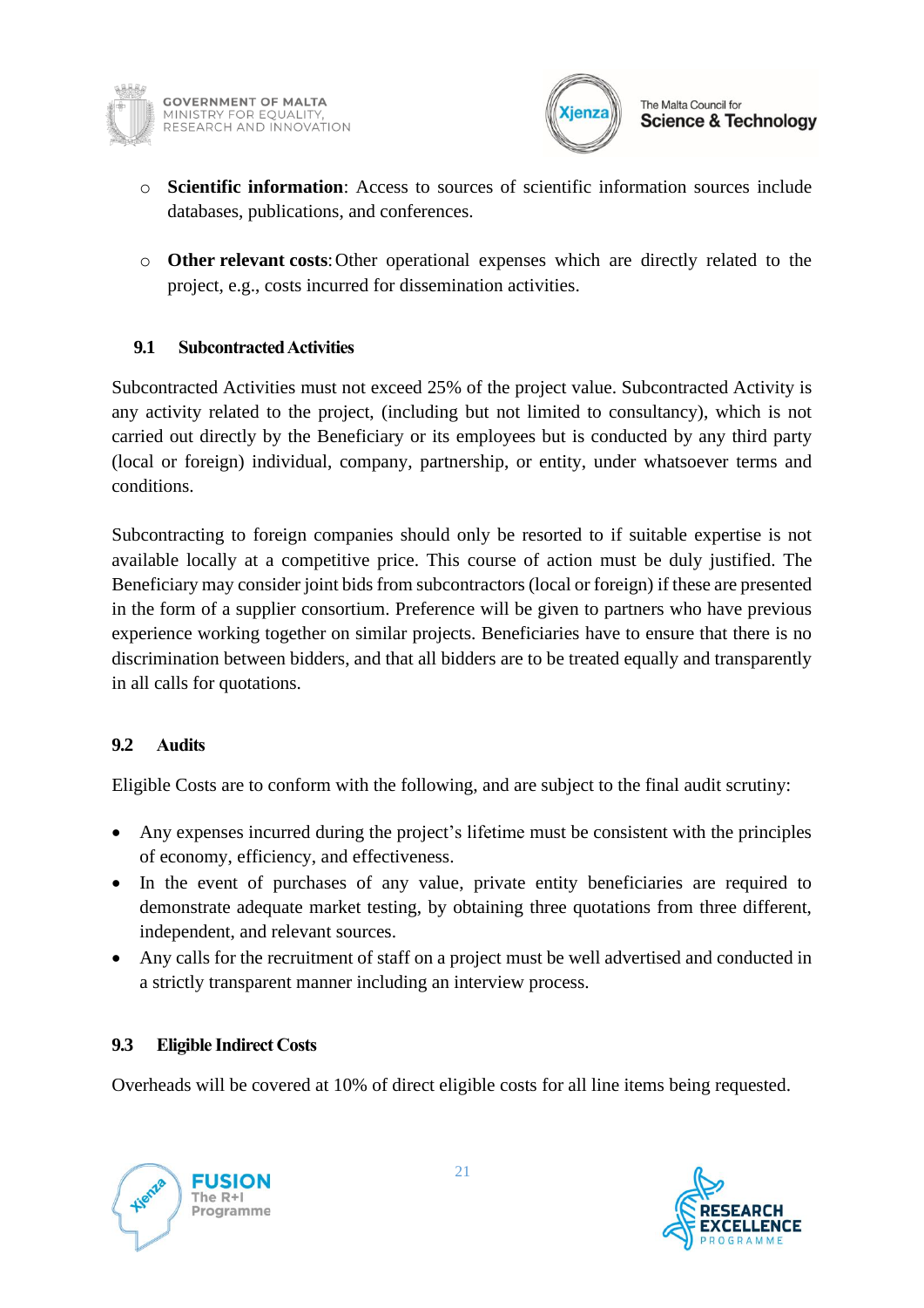- **Scientific information**: Access to sources of scientific information sources include databases, publications, and conferences.

- **Other relevant costs**: Other operational expenses which are directly related to the project, e.g., costs incurred for dissemination activities.

### 9.1 Subcontracted Activities

Subcontracted Activities must not exceed 25% of the project value. Subcontracted Activity is any activity related to the project, (including but not limited to consultancy), which is not carried out directly by the Beneficiary or its employees but is conducted by any third party (local or foreign) individual, company, partnership, or entity, under whatsoever terms and conditions.

Subcontracting to foreign companies should only be resorted to if suitable expertise is not available locally at a competitive price. This course of action must be duly justified. The Beneficiary may consider joint bids from subcontractors (local or foreign) if these are presented in the form of a supplier consortium. Preference will be given to partners who have previous experience working together on similar projects. Beneficiaries have to ensure that there is no discrimination between bidders, and that all bidders are to be treated equally and transparently in all calls for quotations.

### 9.2 Audits

Eligible Costs are to conform with the following, and are subject to the final audit scrutiny:

- Any expenses incurred during the project's lifetime must be consistent with the principles of economy, efficiency, and effectiveness.
- In the event of purchases of any value, private entity beneficiaries are required to demonstrate adequate market testing, by obtaining three quotations from three different, independent, and relevant sources.
- Any calls for the recruitment of staff on a project must be well advertised and conducted in a strictly transparent manner including an interview process.

### 9.3 Eligible Indirect Costs

Overheads will be covered at 10% of direct eligible costs for all line items being requested.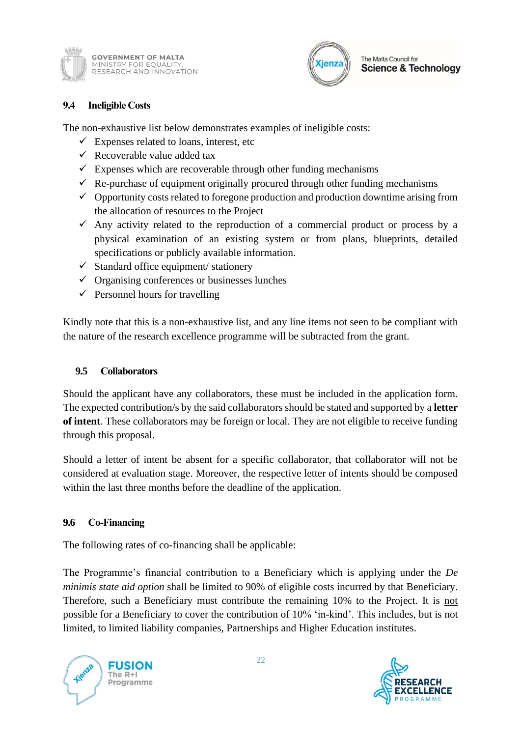### 9.4 Ineligible Costs

The non-exhaustive list below demonstrates examples of ineligible costs:

- ✓ Expenses related to loans, interest, etc
- ✓ Recoverable value added tax
- ✓ Expenses which are recoverable through other funding mechanisms
- ✓ Re-purchase of equipment originally procured through other funding mechanisms
- ✓ Opportunity costs related to foregone production and production downtime arising from the allocation of resources to the Project
- ✓ Any activity related to the reproduction of a commercial product or process by a physical examination of an existing system or from plans, blueprints, detailed specifications or publicly available information.
- ✓ Standard office equipment/ stationery
- ✓ Organising conferences or businesses lunches
- ✓ Personnel hours for travelling

Kindly note that this is a non-exhaustive list, and any line items not seen to be compliant with the nature of the research excellence programme will be subtracted from the grant.

### 9.5 Collaborators

Should the applicant have any collaborators, these must be included in the application form. The expected contribution/s by the said collaborators should be stated and supported by a **letter of intent**. These collaborators may be foreign or local. They are not eligible to receive funding through this proposal.

Should a letter of intent be absent for a specific collaborator, that collaborator will not be considered at evaluation stage. Moreover, the respective letter of intents should be composed within the last three months before the deadline of the application.

### 9.6 Co-Financing

The following rates of co-financing shall be applicable:

The Programme's financial contribution to a Beneficiary which is applying under the *De minimis state aid option* shall be limited to 90% of eligible costs incurred by that Beneficiary. Therefore, such a Beneficiary must contribute the remaining 10% to the Project. It is <u>not</u> possible for a Beneficiary to cover the contribution of 10% 'in-kind'. This includes, but is not limited, to limited liability companies, Partnerships and Higher Education institutes.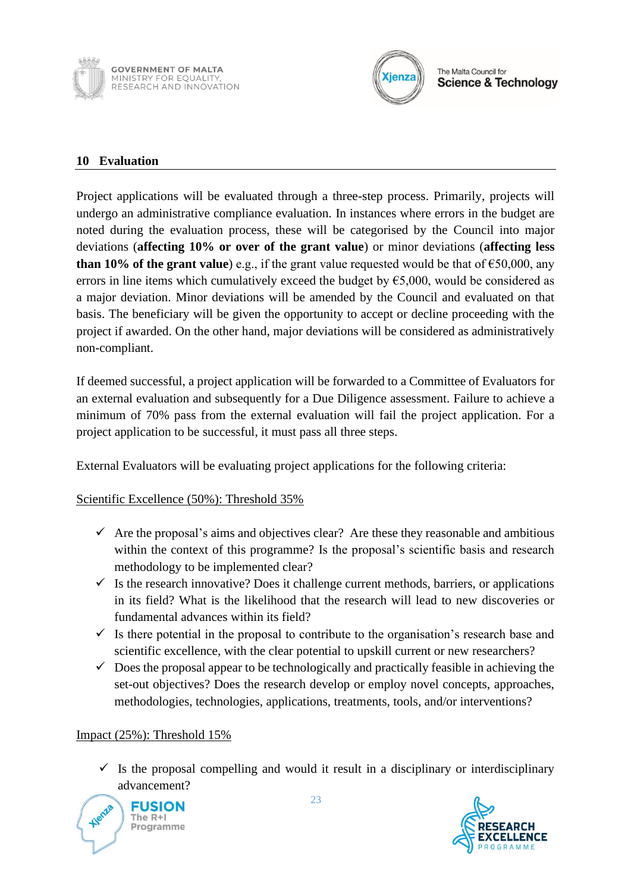## 10 Evaluation

Project applications will be evaluated through a three-step process. Primarily, projects will undergo an administrative compliance evaluation. In instances where errors in the budget are noted during the evaluation process, these will be categorised by the Council into major deviations (**affecting 10% or over of the grant value**) or minor deviations (**affecting less than 10% of the grant value**) e.g., if the grant value requested would be that of €50,000, any errors in line items which cumulatively exceed the budget by €5,000, would be considered as a major deviation. Minor deviations will be amended by the Council and evaluated on that basis. The beneficiary will be given the opportunity to accept or decline proceeding with the project if awarded. On the other hand, major deviations will be considered as administratively non-compliant.

If deemed successful, a project application will be forwarded to a Committee of Evaluators for an external evaluation and subsequently for a Due Diligence assessment. Failure to achieve a minimum of 70% pass from the external evaluation will fail the project application. For a project application to be successful, it must pass all three steps.

External Evaluators will be evaluating project applications for the following criteria:

Scientific Excellence (50%): Threshold 35%

- ✓ Are the proposal's aims and objectives clear? Are these they reasonable and ambitious within the context of this programme? Is the proposal's scientific basis and research methodology to be implemented clear?
- ✓ Is the research innovative? Does it challenge current methods, barriers, or applications in its field? What is the likelihood that the research will lead to new discoveries or fundamental advances within its field?
- ✓ Is there potential in the proposal to contribute to the organisation's research base and scientific excellence, with the clear potential to upskill current or new researchers?
- ✓ Does the proposal appear to be technologically and practically feasible in achieving the set-out objectives? Does the research develop or employ novel concepts, approaches, methodologies, technologies, applications, treatments, tools, and/or interventions?

Impact (25%): Threshold 15%

- ✓ Is the proposal compelling and would it result in a disciplinary or interdisciplinary advancement?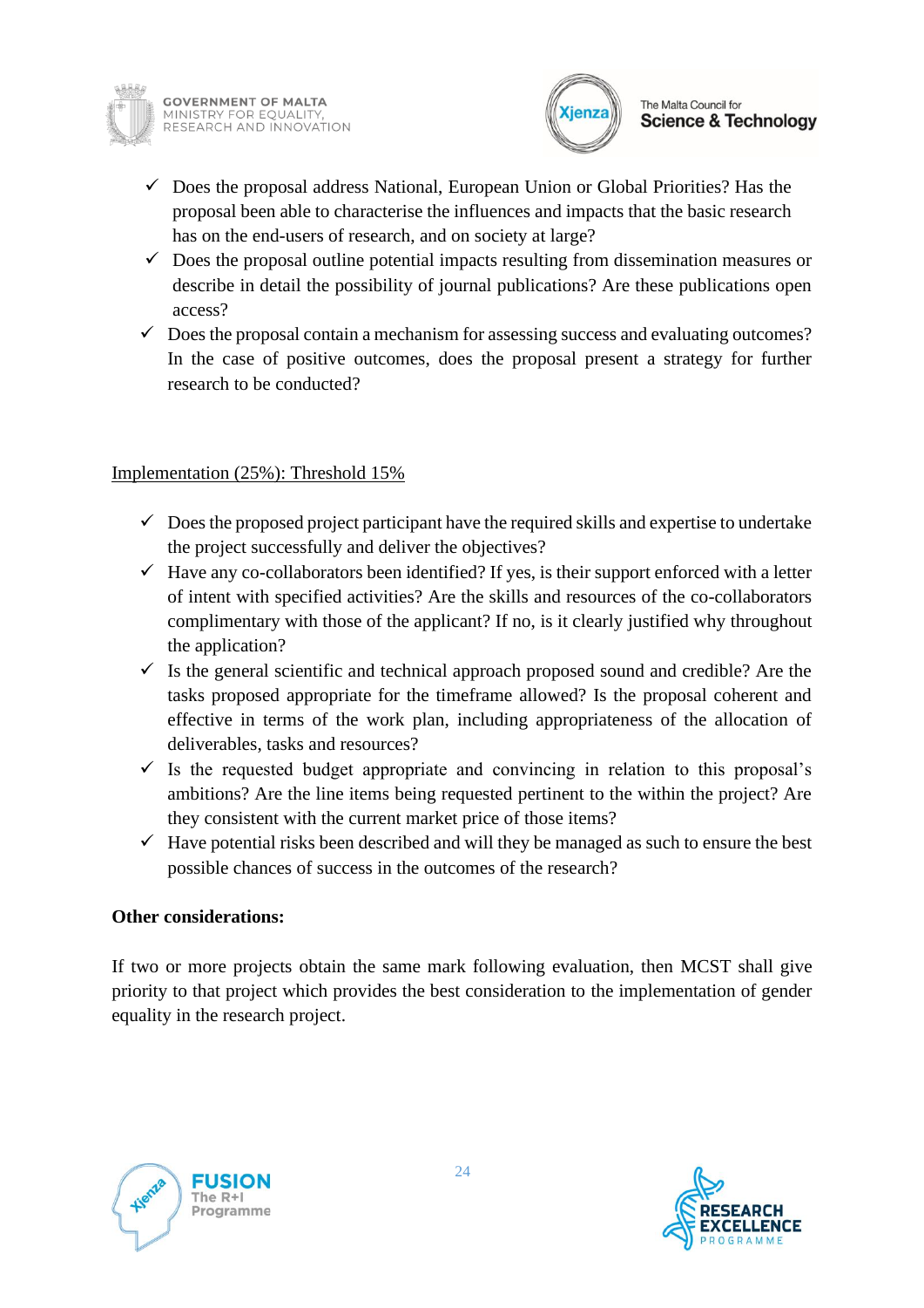- ✓ Does the proposal address National, European Union or Global Priorities? Has the proposal been able to characterise the influences and impacts that the basic research has on the end-users of research, and on society at large?
- ✓ Does the proposal outline potential impacts resulting from dissemination measures or describe in detail the possibility of journal publications? Are these publications open access?
- ✓ Does the proposal contain a mechanism for assessing success and evaluating outcomes? In the case of positive outcomes, does the proposal present a strategy for further research to be conducted?

Implementation (25%): Threshold 15%

- ✓ Does the proposed project participant have the required skills and expertise to undertake the project successfully and deliver the objectives?
- ✓ Have any co-collaborators been identified? If yes, is their support enforced with a letter of intent with specified activities? Are the skills and resources of the co-collaborators complimentary with those of the applicant? If no, is it clearly justified why throughout the application?
- ✓ Is the general scientific and technical approach proposed sound and credible? Are the tasks proposed appropriate for the timeframe allowed? Is the proposal coherent and effective in terms of the work plan, including appropriateness of the allocation of deliverables, tasks and resources?
- ✓ Is the requested budget appropriate and convincing in relation to this proposal's ambitions? Are the line items being requested pertinent to the within the project? Are they consistent with the current market price of those items?
- ✓ Have potential risks been described and will they be managed as such to ensure the best possible chances of success in the outcomes of the research?

**Other considerations:**

If two or more projects obtain the same mark following evaluation, then MCST shall give priority to that project which provides the best consideration to the implementation of gender equality in the research project.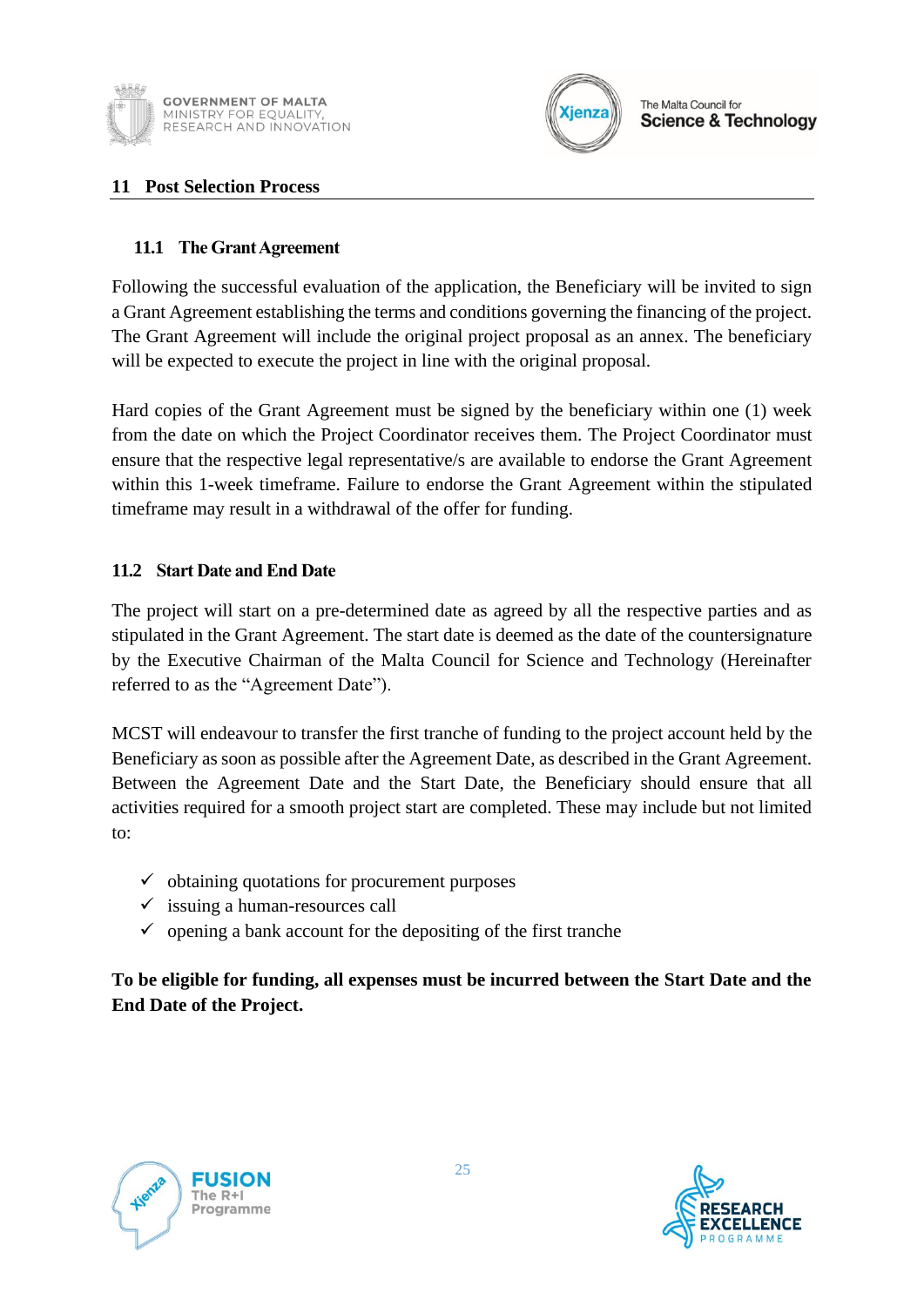## 11 Post Selection Process

### 11.1 The Grant Agreement

Following the successful evaluation of the application, the Beneficiary will be invited to sign a Grant Agreement establishing the terms and conditions governing the financing of the project. The Grant Agreement will include the original project proposal as an annex. The beneficiary will be expected to execute the project in line with the original proposal.

Hard copies of the Grant Agreement must be signed by the beneficiary within one (1) week from the date on which the Project Coordinator receives them. The Project Coordinator must ensure that the respective legal representative/s are available to endorse the Grant Agreement within this 1-week timeframe. Failure to endorse the Grant Agreement within the stipulated timeframe may result in a withdrawal of the offer for funding.

### 11.2 Start Date and End Date

The project will start on a pre-determined date as agreed by all the respective parties and as stipulated in the Grant Agreement. The start date is deemed as the date of the countersignature by the Executive Chairman of the Malta Council for Science and Technology (Hereinafter referred to as the "Agreement Date").

MCST will endeavour to transfer the first tranche of funding to the project account held by the Beneficiary as soon as possible after the Agreement Date, as described in the Grant Agreement. Between the Agreement Date and the Start Date, the Beneficiary should ensure that all activities required for a smooth project start are completed. These may include but not limited to:

- ✓ obtaining quotations for procurement purposes
- ✓ issuing a human-resources call
- ✓ opening a bank account for the depositing of the first tranche

**To be eligible for funding, all expenses must be incurred between the Start Date and the End Date of the Project.**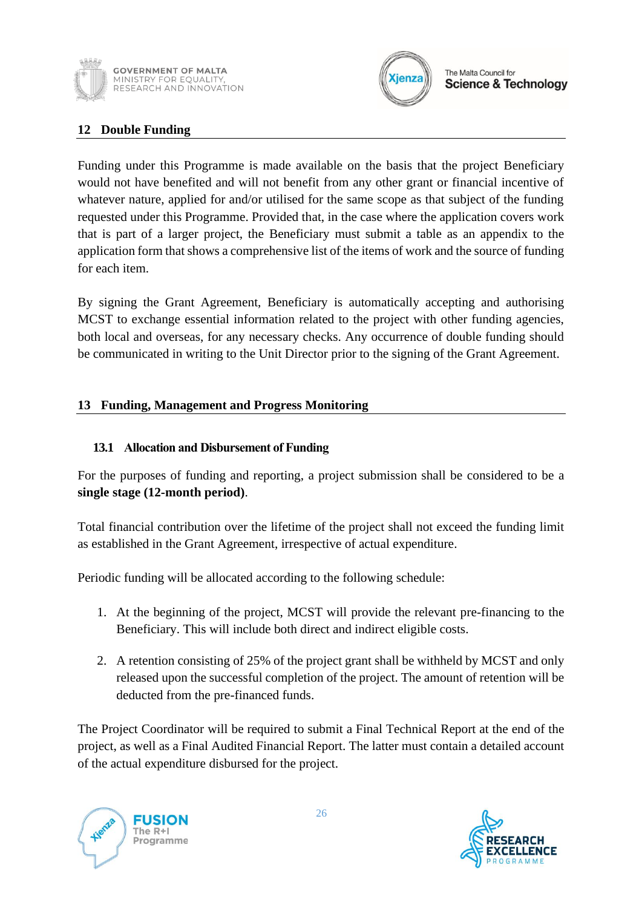## 12 Double Funding

Funding under this Programme is made available on the basis that the project Beneficiary would not have benefited and will not benefit from any other grant or financial incentive of whatever nature, applied for and/or utilised for the same scope as that subject of the funding requested under this Programme. Provided that, in the case where the application covers work that is part of a larger project, the Beneficiary must submit a table as an appendix to the application form that shows a comprehensive list of the items of work and the source of funding for each item.

By signing the Grant Agreement, Beneficiary is automatically accepting and authorising MCST to exchange essential information related to the project with other funding agencies, both local and overseas, for any necessary checks. Any occurrence of double funding should be communicated in writing to the Unit Director prior to the signing of the Grant Agreement.

## 13 Funding, Management and Progress Monitoring

### 13.1 Allocation and Disbursement of Funding

For the purposes of funding and reporting, a project submission shall be considered to be a **single stage (12-month period)**.

Total financial contribution over the lifetime of the project shall not exceed the funding limit as established in the Grant Agreement, irrespective of actual expenditure.

Periodic funding will be allocated according to the following schedule:

1. At the beginning of the project, MCST will provide the relevant pre-financing to the Beneficiary. This will include both direct and indirect eligible costs.

2. A retention consisting of 25% of the project grant shall be withheld by MCST and only released upon the successful completion of the project. The amount of retention will be deducted from the pre-financed funds.

The Project Coordinator will be required to submit a Final Technical Report at the end of the project, as well as a Final Audited Financial Report. The latter must contain a detailed account of the actual expenditure disbursed for the project.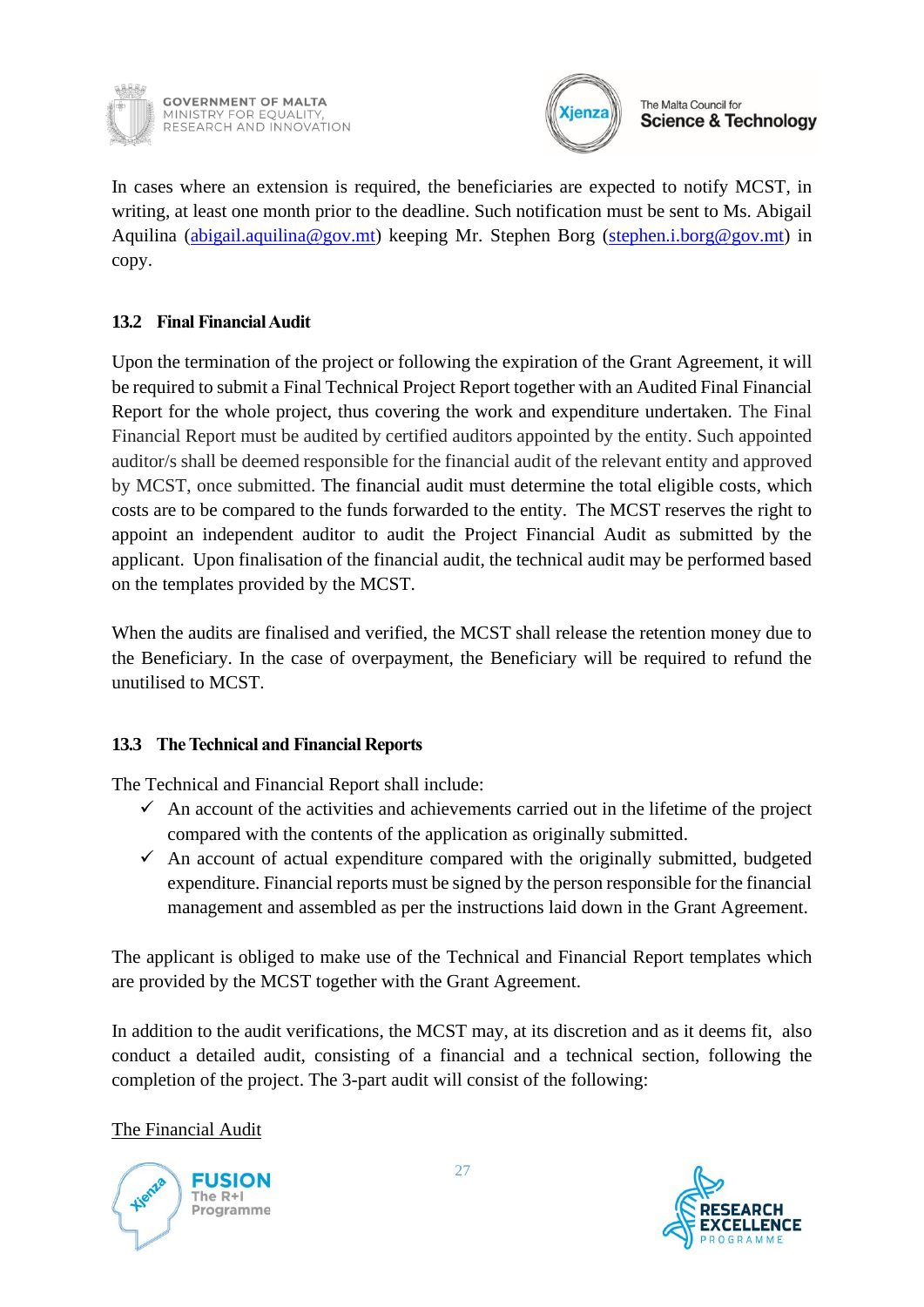In cases where an extension is required, the beneficiaries are expected to notify MCST, in writing, at least one month prior to the deadline. Such notification must be sent to Ms. Abigail Aquilina (abigail.aquilina@gov.mt) keeping Mr. Stephen Borg (stephen.i.borg@gov.mt) in copy.

### 13.2 Final Financial Audit

Upon the termination of the project or following the expiration of the Grant Agreement, it will be required to submit a Final Technical Project Report together with an Audited Final Financial Report for the whole project, thus covering the work and expenditure undertaken. The Final Financial Report must be audited by certified auditors appointed by the entity. Such appointed auditor/s shall be deemed responsible for the financial audit of the relevant entity and approved by MCST, once submitted. The financial audit must determine the total eligible costs, which costs are to be compared to the funds forwarded to the entity. The MCST reserves the right to appoint an independent auditor to audit the Project Financial Audit as submitted by the applicant. Upon finalisation of the financial audit, the technical audit may be performed based on the templates provided by the MCST.

When the audits are finalised and verified, the MCST shall release the retention money due to the Beneficiary. In the case of overpayment, the Beneficiary will be required to refund the unutilised to MCST.

### 13.3 The Technical and Financial Reports

The Technical and Financial Report shall include:

- ✓ An account of the activities and achievements carried out in the lifetime of the project compared with the contents of the application as originally submitted.
- ✓ An account of actual expenditure compared with the originally submitted, budgeted expenditure. Financial reports must be signed by the person responsible for the financial management and assembled as per the instructions laid down in the Grant Agreement.

The applicant is obliged to make use of the Technical and Financial Report templates which are provided by the MCST together with the Grant Agreement.

In addition to the audit verifications, the MCST may, at its discretion and as it deems fit, also conduct a detailed audit, consisting of a financial and a technical section, following the completion of the project. The 3-part audit will consist of the following:

<u>The Financial Audit</u>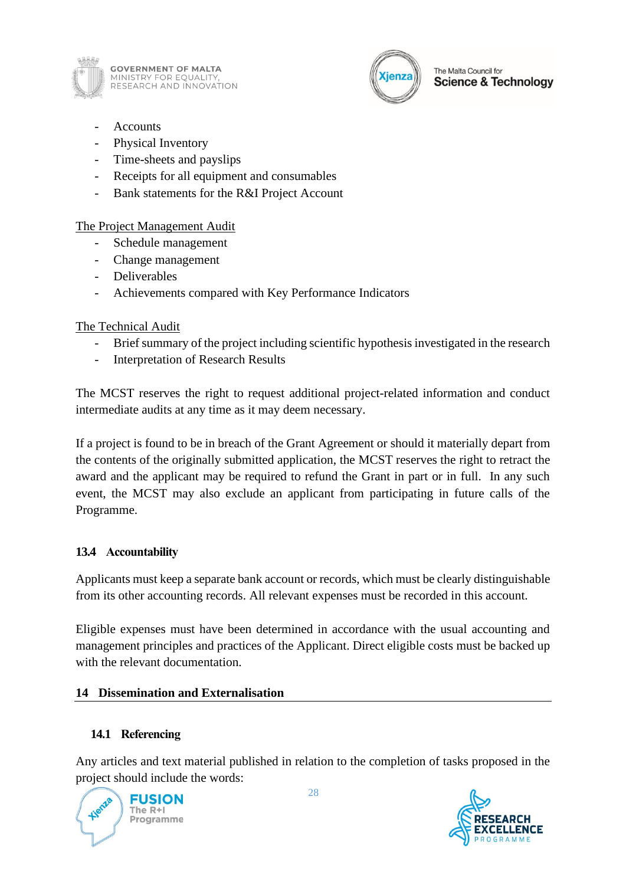- Accounts
- Physical Inventory
- Time-sheets and payslips
- Receipts for all equipment and consumables
- Bank statements for the R&I Project Account

The Project Management Audit

- Schedule management
- Change management
- Deliverables
- Achievements compared with Key Performance Indicators

The Technical Audit

- Brief summary of the project including scientific hypothesis investigated in the research
- Interpretation of Research Results

The MCST reserves the right to request additional project-related information and conduct intermediate audits at any time as it may deem necessary.

If a project is found to be in breach of the Grant Agreement or should it materially depart from the contents of the originally submitted application, the MCST reserves the right to retract the award and the applicant may be required to refund the Grant in part or in full. In any such event, the MCST may also exclude an applicant from participating in future calls of the Programme.

### 13.4 Accountability

Applicants must keep a separate bank account or records, which must be clearly distinguishable from its other accounting records. All relevant expenses must be recorded in this account.

Eligible expenses must have been determined in accordance with the usual accounting and management principles and practices of the Applicant. Direct eligible costs must be backed up with the relevant documentation.

## 14 Dissemination and Externalisation

### 14.1 Referencing

Any articles and text material published in relation to the completion of tasks proposed in the project should include the words: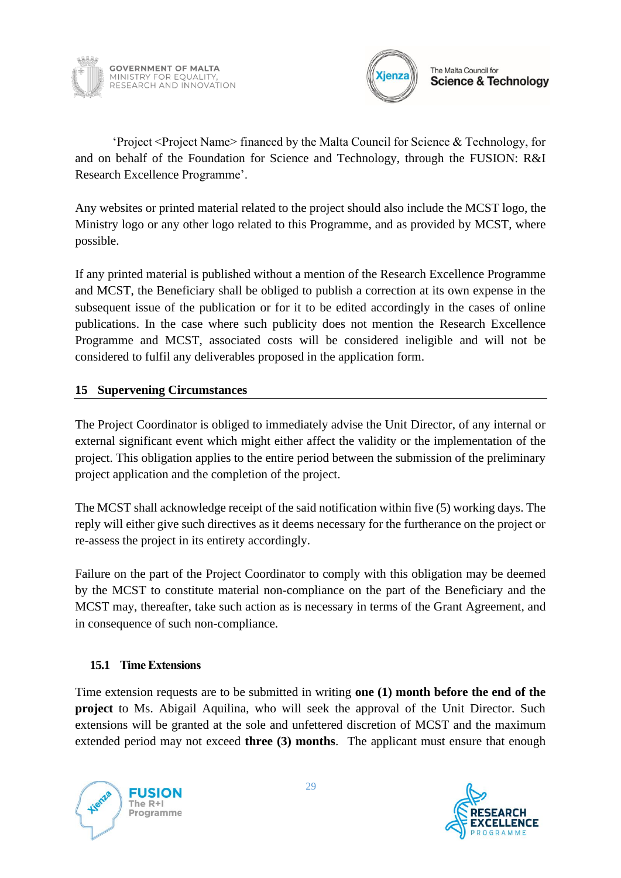'Project <Project Name> financed by the Malta Council for Science & Technology, for and on behalf of the Foundation for Science and Technology, through the FUSION: R&I Research Excellence Programme'.

Any websites or printed material related to the project should also include the MCST logo, the Ministry logo or any other logo related to this Programme, and as provided by MCST, where possible.

If any printed material is published without a mention of the Research Excellence Programme and MCST, the Beneficiary shall be obliged to publish a correction at its own expense in the subsequent issue of the publication or for it to be edited accordingly in the cases of online publications. In the case where such publicity does not mention the Research Excellence Programme and MCST, associated costs will be considered ineligible and will not be considered to fulfil any deliverables proposed in the application form.

## 15 Supervening Circumstances

The Project Coordinator is obliged to immediately advise the Unit Director, of any internal or external significant event which might either affect the validity or the implementation of the project. This obligation applies to the entire period between the submission of the preliminary project application and the completion of the project.

The MCST shall acknowledge receipt of the said notification within five (5) working days. The reply will either give such directives as it deems necessary for the furtherance on the project or re-assess the project in its entirety accordingly.

Failure on the part of the Project Coordinator to comply with this obligation may be deemed by the MCST to constitute material non-compliance on the part of the Beneficiary and the MCST may, thereafter, take such action as is necessary in terms of the Grant Agreement, and in consequence of such non-compliance.

### 15.1 Time Extensions

Time extension requests are to be submitted in writing **one (1) month before the end of the project** to Ms. Abigail Aquilina, who will seek the approval of the Unit Director. Such extensions will be granted at the sole and unfettered discretion of MCST and the maximum extended period may not exceed **three (3) months**. The applicant must ensure that enough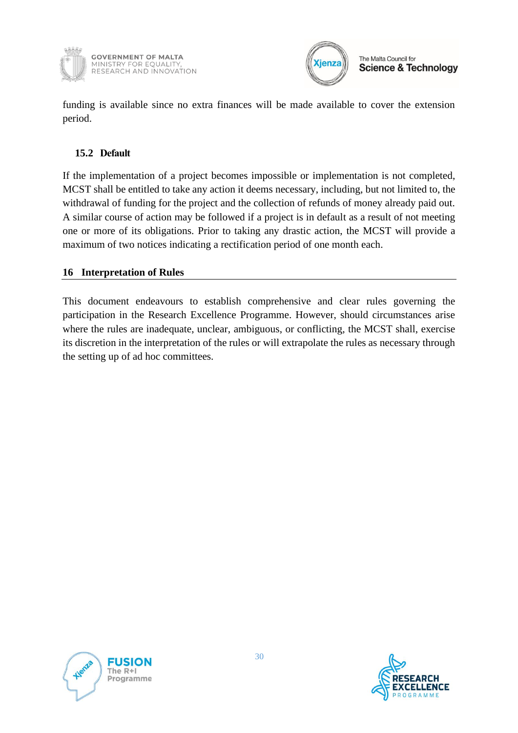funding is available since no extra finances will be made available to cover the extension period.

### 15.2 Default

If the implementation of a project becomes impossible or implementation is not completed, MCST shall be entitled to take any action it deems necessary, including, but not limited to, the withdrawal of funding for the project and the collection of refunds of money already paid out. A similar course of action may be followed if a project is in default as a result of not meeting one or more of its obligations. Prior to taking any drastic action, the MCST will provide a maximum of two notices indicating a rectification period of one month each.

## 16 Interpretation of Rules

This document endeavours to establish comprehensive and clear rules governing the participation in the Research Excellence Programme. However, should circumstances arise where the rules are inadequate, unclear, ambiguous, or conflicting, the MCST shall, exercise its discretion in the interpretation of the rules or will extrapolate the rules as necessary through the setting up of ad hoc committees.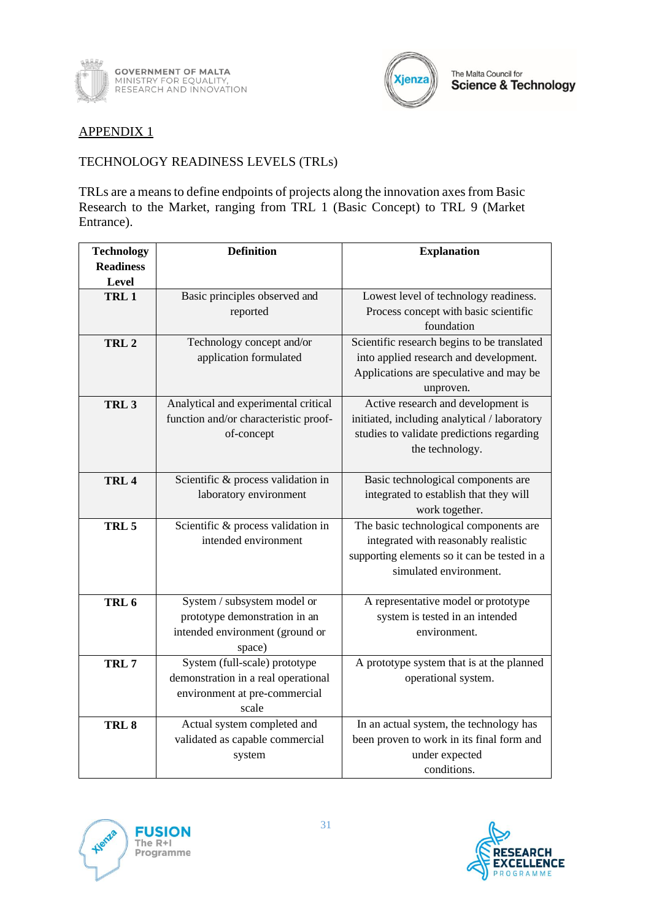APPENDIX 1

TECHNOLOGY READINESS LEVELS (TRLs)

TRLs are a means to define endpoints of projects along the innovation axes from Basic Research to the Market, ranging from TRL 1 (Basic Concept) to TRL 9 (Market Entrance).

| Technology Readiness Level | Definition | Explanation |
|---|---|---|
| **TRL 1** | Basic principles observed and reported | Lowest level of technology readiness. Process concept with basic scientific foundation |
| **TRL 2** | Technology concept and/or application formulated | Scientific research begins to be translated into applied research and development. Applications are speculative and may be unproven. |
| **TRL 3** | Analytical and experimental critical function and/or characteristic proof-of-concept | Active research and development is initiated, including analytical / laboratory studies to validate predictions regarding the technology. |
| **TRL 4** | Scientific & process validation in laboratory environment | Basic technological components are integrated to establish that they will work together. |
| **TRL 5** | Scientific & process validation in intended environment | The basic technological components are integrated with reasonably realistic supporting elements so it can be tested in a simulated environment. |
| **TRL 6** | System / subsystem model or prototype demonstration in an intended environment (ground or space) | A representative model or prototype system is tested in an intended environment. |
| **TRL 7** | System (full-scale) prototype demonstration in a real operational environment at pre-commercial scale | A prototype system that is at the planned operational system. |
| **TRL 8** | Actual system completed and validated as capable commercial system | In an actual system, the technology has been proven to work in its final form and under expected conditions. |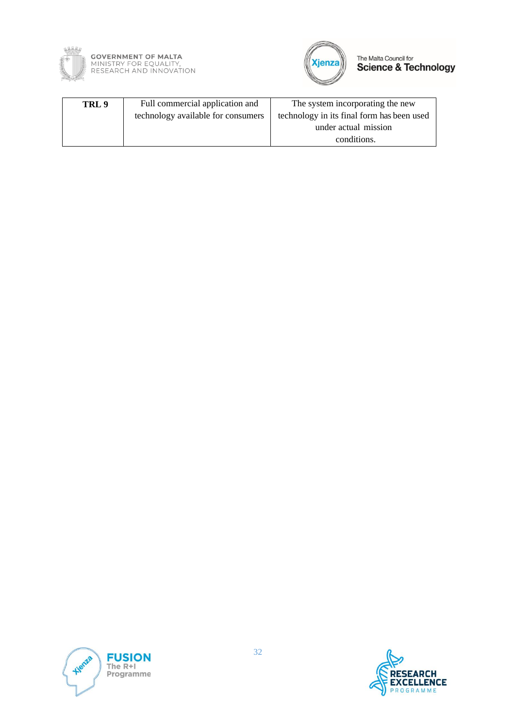| | | |
|---|---|---|
| **TRL 9** | Full commercial application and technology available for consumers | The system incorporating the new technology in its final form has been used under actual mission conditions. |